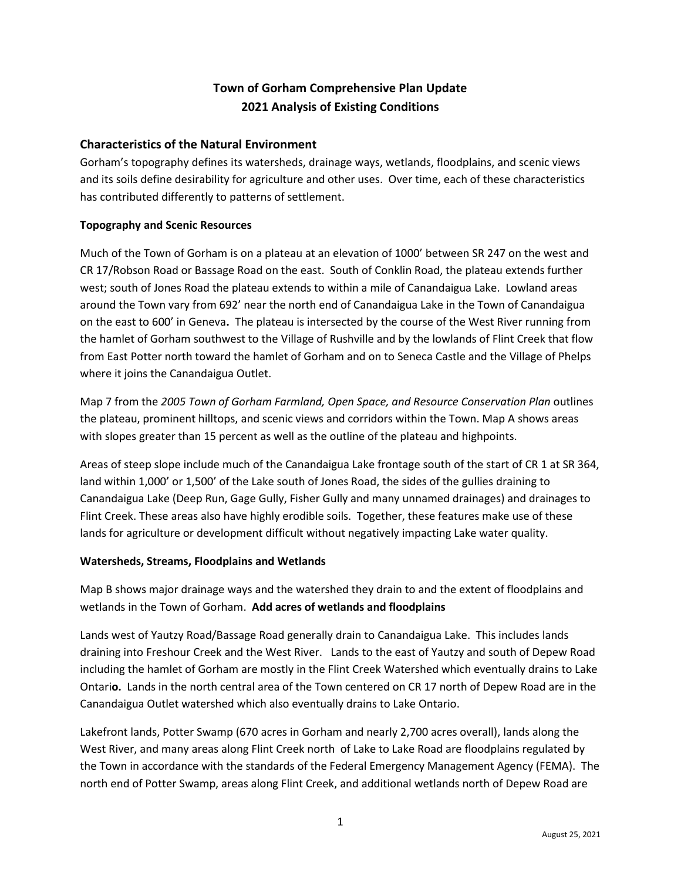# Town of Gorham Comprehensive Plan Update
# 2021 Analysis of Existing Conditions

## Characteristics of the Natural Environment

Gorham's topography defines its watersheds, drainage ways, wetlands, floodplains, and scenic views and its soils define desirability for agriculture and other uses. Over time, each of these characteristics has contributed differently to patterns of settlement.

### Topography and Scenic Resources

Much of the Town of Gorham is on a plateau at an elevation of 1000' between SR 247 on the west and CR 17/Robson Road or Bassage Road on the east. South of Conklin Road, the plateau extends further west; south of Jones Road the plateau extends to within a mile of Canandaigua Lake. Lowland areas around the Town vary from 692' near the north end of Canandaigua Lake in the Town of Canandaigua on the east to 600' in Geneva**.** The plateau is intersected by the course of the West River running from the hamlet of Gorham southwest to the Village of Rushville and by the lowlands of Flint Creek that flow from East Potter north toward the hamlet of Gorham and on to Seneca Castle and the Village of Phelps where it joins the Canandaigua Outlet.

Map 7 from the *2005 Town of Gorham Farmland, Open Space, and Resource Conservation Plan* outlines the plateau, prominent hilltops, and scenic views and corridors within the Town. Map A shows areas with slopes greater than 15 percent as well as the outline of the plateau and highpoints.

Areas of steep slope include much of the Canandaigua Lake frontage south of the start of CR 1 at SR 364, land within 1,000' or 1,500' of the Lake south of Jones Road, the sides of the gullies draining to Canandaigua Lake (Deep Run, Gage Gully, Fisher Gully and many unnamed drainages) and drainages to Flint Creek. These areas also have highly erodible soils. Together, these features make use of these lands for agriculture or development difficult without negatively impacting Lake water quality.

### Watersheds, Streams, Floodplains and Wetlands

Map B shows major drainage ways and the watershed they drain to and the extent of floodplains and wetlands in the Town of Gorham. **Add acres of wetlands and floodplains**

Lands west of Yautzy Road/Bassage Road generally drain to Canandaigua Lake. This includes lands draining into Freshour Creek and the West River. Lands to the east of Yautzy and south of Depew Road including the hamlet of Gorham are mostly in the Flint Creek Watershed which eventually drains to Lake Ontari**o.** Lands in the north central area of the Town centered on CR 17 north of Depew Road are in the Canandaigua Outlet watershed which also eventually drains to Lake Ontario.

Lakefront lands, Potter Swamp (670 acres in Gorham and nearly 2,700 acres overall), lands along the West River, and many areas along Flint Creek north of Lake to Lake Road are floodplains regulated by the Town in accordance with the standards of the Federal Emergency Management Agency (FEMA). The north end of Potter Swamp, areas along Flint Creek, and additional wetlands north of Depew Road are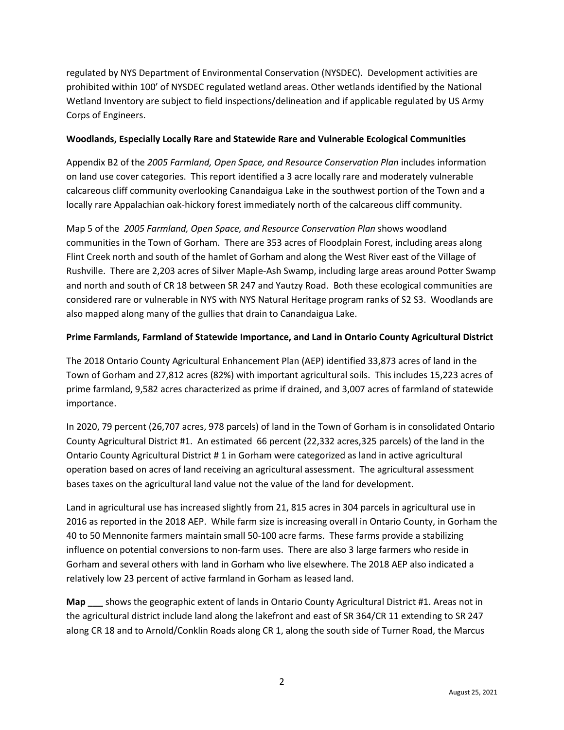regulated by NYS Department of Environmental Conservation (NYSDEC). Development activities are prohibited within 100' of NYSDEC regulated wetland areas. Other wetlands identified by the National Wetland Inventory are subject to field inspections/delineation and if applicable regulated by US Army Corps of Engineers.

**Woodlands, Especially Locally Rare and Statewide Rare and Vulnerable Ecological Communities**

Appendix B2 of the *2005 Farmland, Open Space, and Resource Conservation Plan* includes information on land use cover categories. This report identified a 3 acre locally rare and moderately vulnerable calcareous cliff community overlooking Canandaigua Lake in the southwest portion of the Town and a locally rare Appalachian oak-hickory forest immediately north of the calcareous cliff community.

Map 5 of the *2005 Farmland, Open Space, and Resource Conservation Plan* shows woodland communities in the Town of Gorham. There are 353 acres of Floodplain Forest, including areas along Flint Creek north and south of the hamlet of Gorham and along the West River east of the Village of Rushville. There are 2,203 acres of Silver Maple-Ash Swamp, including large areas around Potter Swamp and north and south of CR 18 between SR 247 and Yautzy Road. Both these ecological communities are considered rare or vulnerable in NYS with NYS Natural Heritage program ranks of S2 S3. Woodlands are also mapped along many of the gullies that drain to Canandaigua Lake.

**Prime Farmlands, Farmland of Statewide Importance, and Land in Ontario County Agricultural District**

The 2018 Ontario County Agricultural Enhancement Plan (AEP) identified 33,873 acres of land in the Town of Gorham and 27,812 acres (82%) with important agricultural soils. This includes 15,223 acres of prime farmland, 9,582 acres characterized as prime if drained, and 3,007 acres of farmland of statewide importance.

In 2020, 79 percent (26,707 acres, 978 parcels) of land in the Town of Gorham is in consolidated Ontario County Agricultural District #1. An estimated 66 percent (22,332 acres,325 parcels) of the land in the Ontario County Agricultural District # 1 in Gorham were categorized as land in active agricultural operation based on acres of land receiving an agricultural assessment. The agricultural assessment bases taxes on the agricultural land value not the value of the land for development.

Land in agricultural use has increased slightly from 21, 815 acres in 304 parcels in agricultural use in 2016 as reported in the 2018 AEP. While farm size is increasing overall in Ontario County, in Gorham the 40 to 50 Mennonite farmers maintain small 50-100 acre farms. These farms provide a stabilizing influence on potential conversions to non-farm uses. There are also 3 large farmers who reside in Gorham and several others with land in Gorham who live elsewhere. The 2018 AEP also indicated a relatively low 23 percent of active farmland in Gorham as leased land.

**Map ___** shows the geographic extent of lands in Ontario County Agricultural District #1. Areas not in the agricultural district include land along the lakefront and east of SR 364/CR 11 extending to SR 247 along CR 18 and to Arnold/Conklin Roads along CR 1, along the south side of Turner Road, the Marcus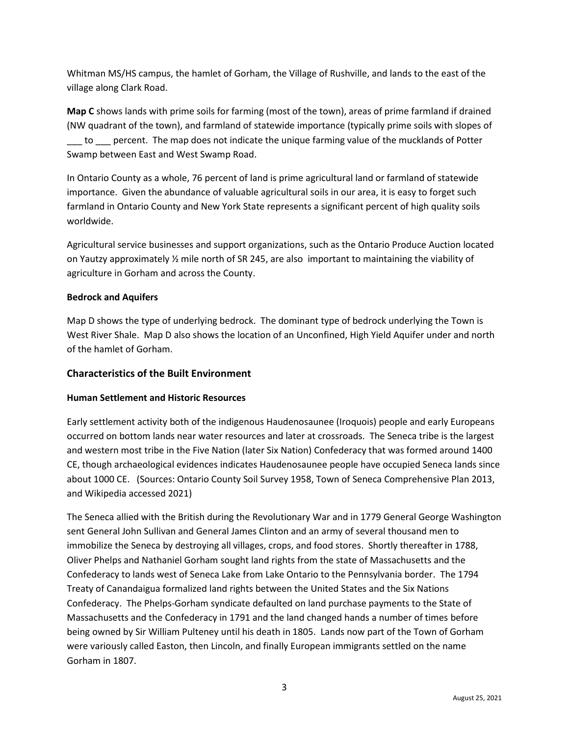Whitman MS/HS campus, the hamlet of Gorham, the Village of Rushville, and lands to the east of the village along Clark Road.

**Map C** shows lands with prime soils for farming (most of the town), areas of prime farmland if drained (NW quadrant of the town), and farmland of statewide importance (typically prime soils with slopes of ___ to ___ percent. The map does not indicate the unique farming value of the mucklands of Potter Swamp between East and West Swamp Road.

In Ontario County as a whole, 76 percent of land is prime agricultural land or farmland of statewide importance. Given the abundance of valuable agricultural soils in our area, it is easy to forget such farmland in Ontario County and New York State represents a significant percent of high quality soils worldwide.

Agricultural service businesses and support organizations, such as the Ontario Produce Auction located on Yautzy approximately ½ mile north of SR 245, are also important to maintaining the viability of agriculture in Gorham and across the County.

**Bedrock and Aquifers**

Map D shows the type of underlying bedrock. The dominant type of bedrock underlying the Town is West River Shale. Map D also shows the location of an Unconfined, High Yield Aquifer under and north of the hamlet of Gorham.

## Characteristics of the Built Environment

**Human Settlement and Historic Resources**

Early settlement activity both of the indigenous Haudenosaunee (Iroquois) people and early Europeans occurred on bottom lands near water resources and later at crossroads. The Seneca tribe is the largest and western most tribe in the Five Nation (later Six Nation) Confederacy that was formed around 1400 CE, though archaeological evidences indicates Haudenosaunee people have occupied Seneca lands since about 1000 CE. (Sources: Ontario County Soil Survey 1958, Town of Seneca Comprehensive Plan 2013, and Wikipedia accessed 2021)

The Seneca allied with the British during the Revolutionary War and in 1779 General George Washington sent General John Sullivan and General James Clinton and an army of several thousand men to immobilize the Seneca by destroying all villages, crops, and food stores. Shortly thereafter in 1788, Oliver Phelps and Nathaniel Gorham sought land rights from the state of Massachusetts and the Confederacy to lands west of Seneca Lake from Lake Ontario to the Pennsylvania border. The 1794 Treaty of Canandaigua formalized land rights between the United States and the Six Nations Confederacy. The Phelps-Gorham syndicate defaulted on land purchase payments to the State of Massachusetts and the Confederacy in 1791 and the land changed hands a number of times before being owned by Sir William Pulteney until his death in 1805. Lands now part of the Town of Gorham were variously called Easton, then Lincoln, and finally European immigrants settled on the name Gorham in 1807.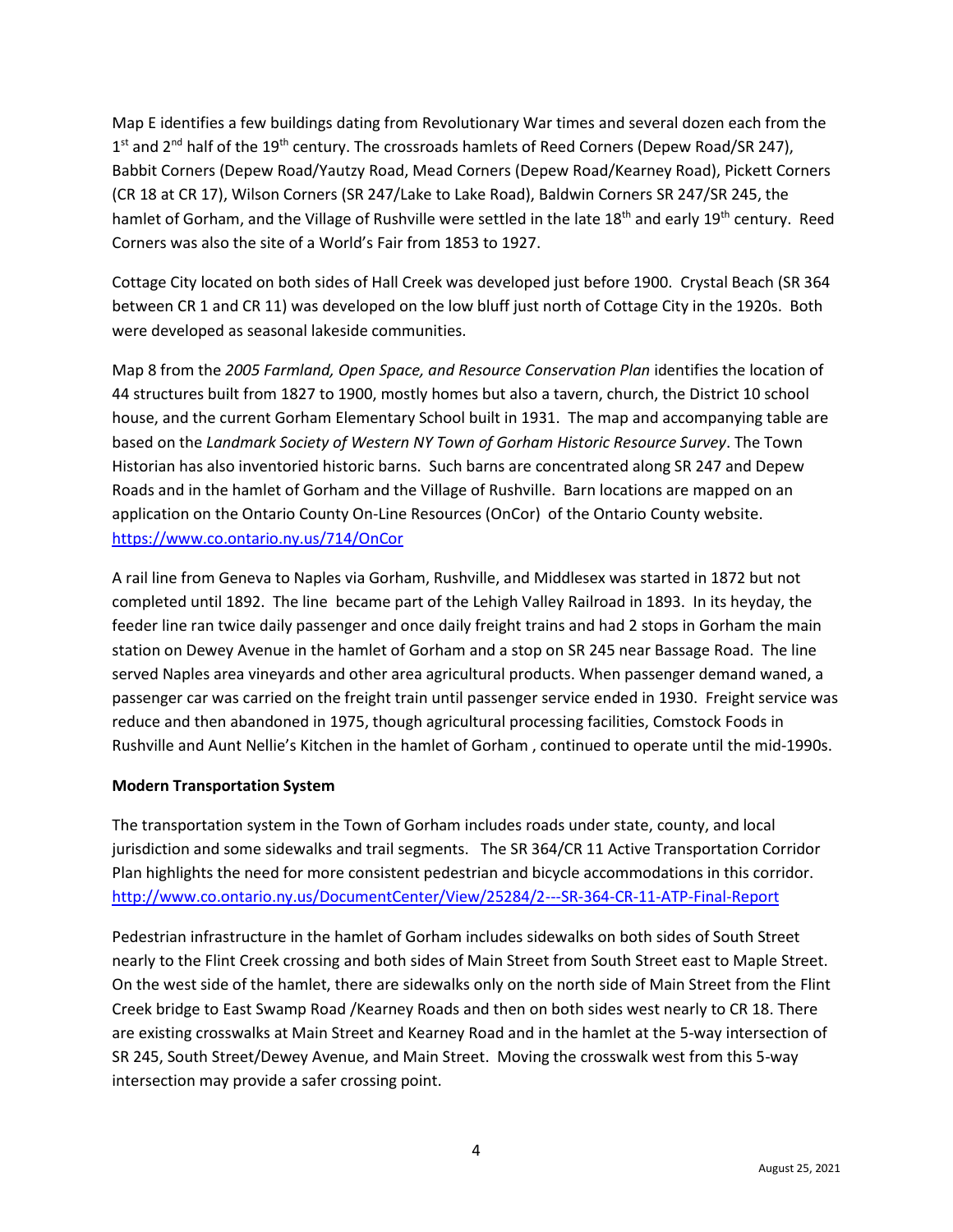Map E identifies a few buildings dating from Revolutionary War times and several dozen each from the 1st and 2nd half of the 19th century. The crossroads hamlets of Reed Corners (Depew Road/SR 247), Babbit Corners (Depew Road/Yautzy Road, Mead Corners (Depew Road/Kearney Road), Pickett Corners (CR 18 at CR 17), Wilson Corners (SR 247/Lake to Lake Road), Baldwin Corners SR 247/SR 245, the hamlet of Gorham, and the Village of Rushville were settled in the late 18th and early 19th century. Reed Corners was also the site of a World's Fair from 1853 to 1927.

Cottage City located on both sides of Hall Creek was developed just before 1900. Crystal Beach (SR 364 between CR 1 and CR 11) was developed on the low bluff just north of Cottage City in the 1920s. Both were developed as seasonal lakeside communities.

Map 8 from the *2005 Farmland, Open Space, and Resource Conservation Plan* identifies the location of 44 structures built from 1827 to 1900, mostly homes but also a tavern, church, the District 10 school house, and the current Gorham Elementary School built in 1931. The map and accompanying table are based on the *Landmark Society of Western NY Town of Gorham Historic Resource Survey*. The Town Historian has also inventoried historic barns. Such barns are concentrated along SR 247 and Depew Roads and in the hamlet of Gorham and the Village of Rushville. Barn locations are mapped on an application on the Ontario County On-Line Resources (OnCor) of the Ontario County website. https://www.co.ontario.ny.us/714/OnCor

A rail line from Geneva to Naples via Gorham, Rushville, and Middlesex was started in 1872 but not completed until 1892. The line became part of the Lehigh Valley Railroad in 1893. In its heyday, the feeder line ran twice daily passenger and once daily freight trains and had 2 stops in Gorham the main station on Dewey Avenue in the hamlet of Gorham and a stop on SR 245 near Bassage Road. The line served Naples area vineyards and other area agricultural products. When passenger demand waned, a passenger car was carried on the freight train until passenger service ended in 1930. Freight service was reduce and then abandoned in 1975, though agricultural processing facilities, Comstock Foods in Rushville and Aunt Nellie's Kitchen in the hamlet of Gorham , continued to operate until the mid-1990s.

**Modern Transportation System**

The transportation system in the Town of Gorham includes roads under state, county, and local jurisdiction and some sidewalks and trail segments. The SR 364/CR 11 Active Transportation Corridor Plan highlights the need for more consistent pedestrian and bicycle accommodations in this corridor. http://www.co.ontario.ny.us/DocumentCenter/View/25284/2---SR-364-CR-11-ATP-Final-Report

Pedestrian infrastructure in the hamlet of Gorham includes sidewalks on both sides of South Street nearly to the Flint Creek crossing and both sides of Main Street from South Street east to Maple Street. On the west side of the hamlet, there are sidewalks only on the north side of Main Street from the Flint Creek bridge to East Swamp Road /Kearney Roads and then on both sides west nearly to CR 18. There are existing crosswalks at Main Street and Kearney Road and in the hamlet at the 5-way intersection of SR 245, South Street/Dewey Avenue, and Main Street. Moving the crosswalk west from this 5-way intersection may provide a safer crossing point.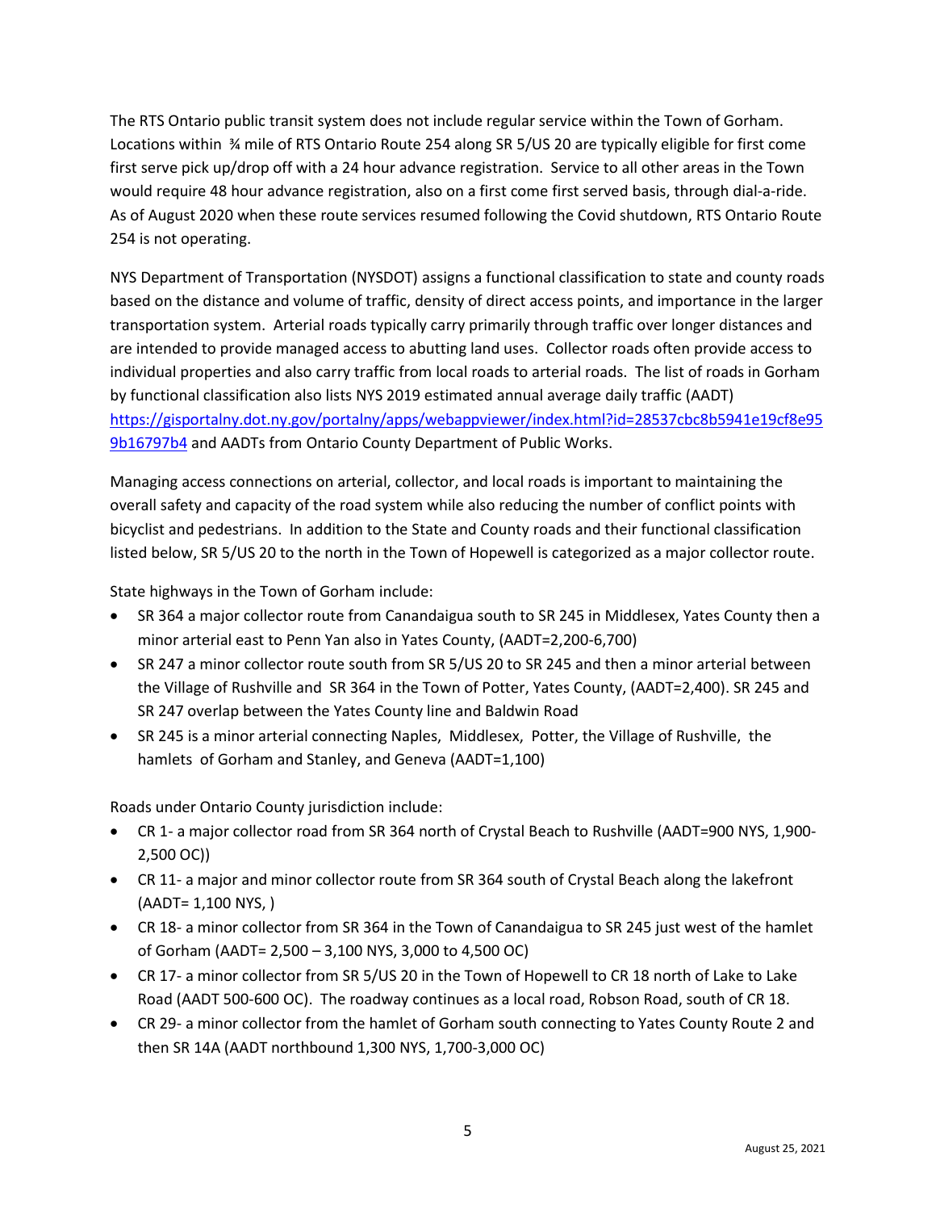The RTS Ontario public transit system does not include regular service within the Town of Gorham. Locations within ¾ mile of RTS Ontario Route 254 along SR 5/US 20 are typically eligible for first come first serve pick up/drop off with a 24 hour advance registration. Service to all other areas in the Town would require 48 hour advance registration, also on a first come first served basis, through dial-a-ride. As of August 2020 when these route services resumed following the Covid shutdown, RTS Ontario Route 254 is not operating.

NYS Department of Transportation (NYSDOT) assigns a functional classification to state and county roads based on the distance and volume of traffic, density of direct access points, and importance in the larger transportation system. Arterial roads typically carry primarily through traffic over longer distances and are intended to provide managed access to abutting land uses. Collector roads often provide access to individual properties and also carry traffic from local roads to arterial roads. The list of roads in Gorham by functional classification also lists NYS 2019 estimated annual average daily traffic (AADT) https://gisportalny.dot.ny.gov/portalny/apps/webappviewer/index.html?id=28537cbc8b5941e19cf8e959b16797b4 and AADTs from Ontario County Department of Public Works.

Managing access connections on arterial, collector, and local roads is important to maintaining the overall safety and capacity of the road system while also reducing the number of conflict points with bicyclist and pedestrians. In addition to the State and County roads and their functional classification listed below, SR 5/US 20 to the north in the Town of Hopewell is categorized as a major collector route.

State highways in the Town of Gorham include:

- SR 364 a major collector route from Canandaigua south to SR 245 in Middlesex, Yates County then a minor arterial east to Penn Yan also in Yates County, (AADT=2,200-6,700)
- SR 247 a minor collector route south from SR 5/US 20 to SR 245 and then a minor arterial between the Village of Rushville and SR 364 in the Town of Potter, Yates County, (AADT=2,400). SR 245 and SR 247 overlap between the Yates County line and Baldwin Road
- SR 245 is a minor arterial connecting Naples, Middlesex, Potter, the Village of Rushville, the hamlets of Gorham and Stanley, and Geneva (AADT=1,100)

Roads under Ontario County jurisdiction include:

- CR 1- a major collector road from SR 364 north of Crystal Beach to Rushville (AADT=900 NYS, 1,900-2,500 OC))
- CR 11- a major and minor collector route from SR 364 south of Crystal Beach along the lakefront (AADT= 1,100 NYS, )
- CR 18- a minor collector from SR 364 in the Town of Canandaigua to SR 245 just west of the hamlet of Gorham (AADT= 2,500 – 3,100 NYS, 3,000 to 4,500 OC)
- CR 17- a minor collector from SR 5/US 20 in the Town of Hopewell to CR 18 north of Lake to Lake Road (AADT 500-600 OC). The roadway continues as a local road, Robson Road, south of CR 18.
- CR 29- a minor collector from the hamlet of Gorham south connecting to Yates County Route 2 and then SR 14A (AADT northbound 1,300 NYS, 1,700-3,000 OC)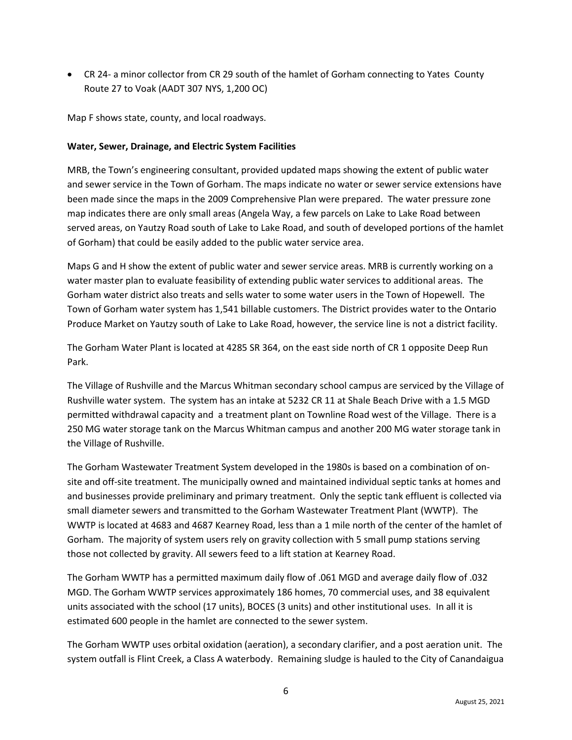- CR 24- a minor collector from CR 29 south of the hamlet of Gorham connecting to Yates County Route 27 to Voak (AADT 307 NYS, 1,200 OC)

Map F shows state, county, and local roadways.

**Water, Sewer, Drainage, and Electric System Facilities**

MRB, the Town's engineering consultant, provided updated maps showing the extent of public water and sewer service in the Town of Gorham. The maps indicate no water or sewer service extensions have been made since the maps in the 2009 Comprehensive Plan were prepared. The water pressure zone map indicates there are only small areas (Angela Way, a few parcels on Lake to Lake Road between served areas, on Yautzy Road south of Lake to Lake Road, and south of developed portions of the hamlet of Gorham) that could be easily added to the public water service area.

Maps G and H show the extent of public water and sewer service areas. MRB is currently working on a water master plan to evaluate feasibility of extending public water services to additional areas. The Gorham water district also treats and sells water to some water users in the Town of Hopewell. The Town of Gorham water system has 1,541 billable customers. The District provides water to the Ontario Produce Market on Yautzy south of Lake to Lake Road, however, the service line is not a district facility.

The Gorham Water Plant is located at 4285 SR 364, on the east side north of CR 1 opposite Deep Run Park.

The Village of Rushville and the Marcus Whitman secondary school campus are serviced by the Village of Rushville water system. The system has an intake at 5232 CR 11 at Shale Beach Drive with a 1.5 MGD permitted withdrawal capacity and a treatment plant on Townline Road west of the Village. There is a 250 MG water storage tank on the Marcus Whitman campus and another 200 MG water storage tank in the Village of Rushville.

The Gorham Wastewater Treatment System developed in the 1980s is based on a combination of on-site and off-site treatment. The municipally owned and maintained individual septic tanks at homes and and businesses provide preliminary and primary treatment. Only the septic tank effluent is collected via small diameter sewers and transmitted to the Gorham Wastewater Treatment Plant (WWTP). The WWTP is located at 4683 and 4687 Kearney Road, less than a 1 mile north of the center of the hamlet of Gorham. The majority of system users rely on gravity collection with 5 small pump stations serving those not collected by gravity. All sewers feed to a lift station at Kearney Road.

The Gorham WWTP has a permitted maximum daily flow of .061 MGD and average daily flow of .032 MGD. The Gorham WWTP services approximately 186 homes, 70 commercial uses, and 38 equivalent units associated with the school (17 units), BOCES (3 units) and other institutional uses. In all it is estimated 600 people in the hamlet are connected to the sewer system.

The Gorham WWTP uses orbital oxidation (aeration), a secondary clarifier, and a post aeration unit. The system outfall is Flint Creek, a Class A waterbody. Remaining sludge is hauled to the City of Canandaigua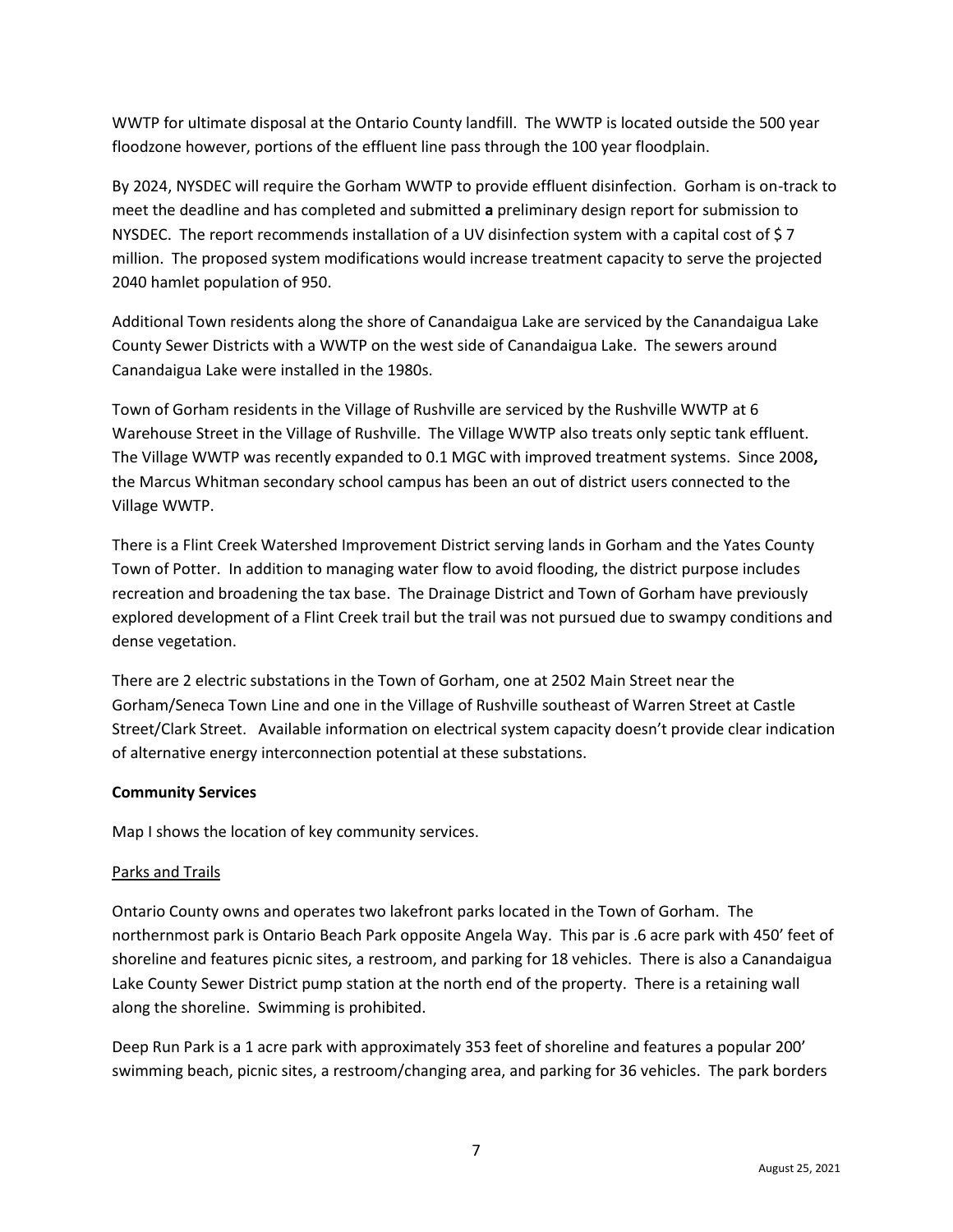WWTP for ultimate disposal at the Ontario County landfill. The WWTP is located outside the 500 year floodzone however, portions of the effluent line pass through the 100 year floodplain.

By 2024, NYSDEC will require the Gorham WWTP to provide effluent disinfection. Gorham is on-track to meet the deadline and has completed and submitted **a** preliminary design report for submission to NYSDEC. The report recommends installation of a UV disinfection system with a capital cost of $ 7 million. The proposed system modifications would increase treatment capacity to serve the projected 2040 hamlet population of 950.

Additional Town residents along the shore of Canandaigua Lake are serviced by the Canandaigua Lake County Sewer Districts with a WWTP on the west side of Canandaigua Lake. The sewers around Canandaigua Lake were installed in the 1980s.

Town of Gorham residents in the Village of Rushville are serviced by the Rushville WWTP at 6 Warehouse Street in the Village of Rushville. The Village WWTP also treats only septic tank effluent. The Village WWTP was recently expanded to 0.1 MGC with improved treatment systems. Since 2008**,** the Marcus Whitman secondary school campus has been an out of district users connected to the Village WWTP.

There is a Flint Creek Watershed Improvement District serving lands in Gorham and the Yates County Town of Potter. In addition to managing water flow to avoid flooding, the district purpose includes recreation and broadening the tax base. The Drainage District and Town of Gorham have previously explored development of a Flint Creek trail but the trail was not pursued due to swampy conditions and dense vegetation.

There are 2 electric substations in the Town of Gorham, one at 2502 Main Street near the Gorham/Seneca Town Line and one in the Village of Rushville southeast of Warren Street at Castle Street/Clark Street. Available information on electrical system capacity doesn't provide clear indication of alternative energy interconnection potential at these substations.

**Community Services**

Map I shows the location of key community services.

Parks and Trails

Ontario County owns and operates two lakefront parks located in the Town of Gorham. The northernmost park is Ontario Beach Park opposite Angela Way. This par is .6 acre park with 450' feet of shoreline and features picnic sites, a restroom, and parking for 18 vehicles. There is also a Canandaigua Lake County Sewer District pump station at the north end of the property. There is a retaining wall along the shoreline. Swimming is prohibited.

Deep Run Park is a 1 acre park with approximately 353 feet of shoreline and features a popular 200' swimming beach, picnic sites, a restroom/changing area, and parking for 36 vehicles. The park borders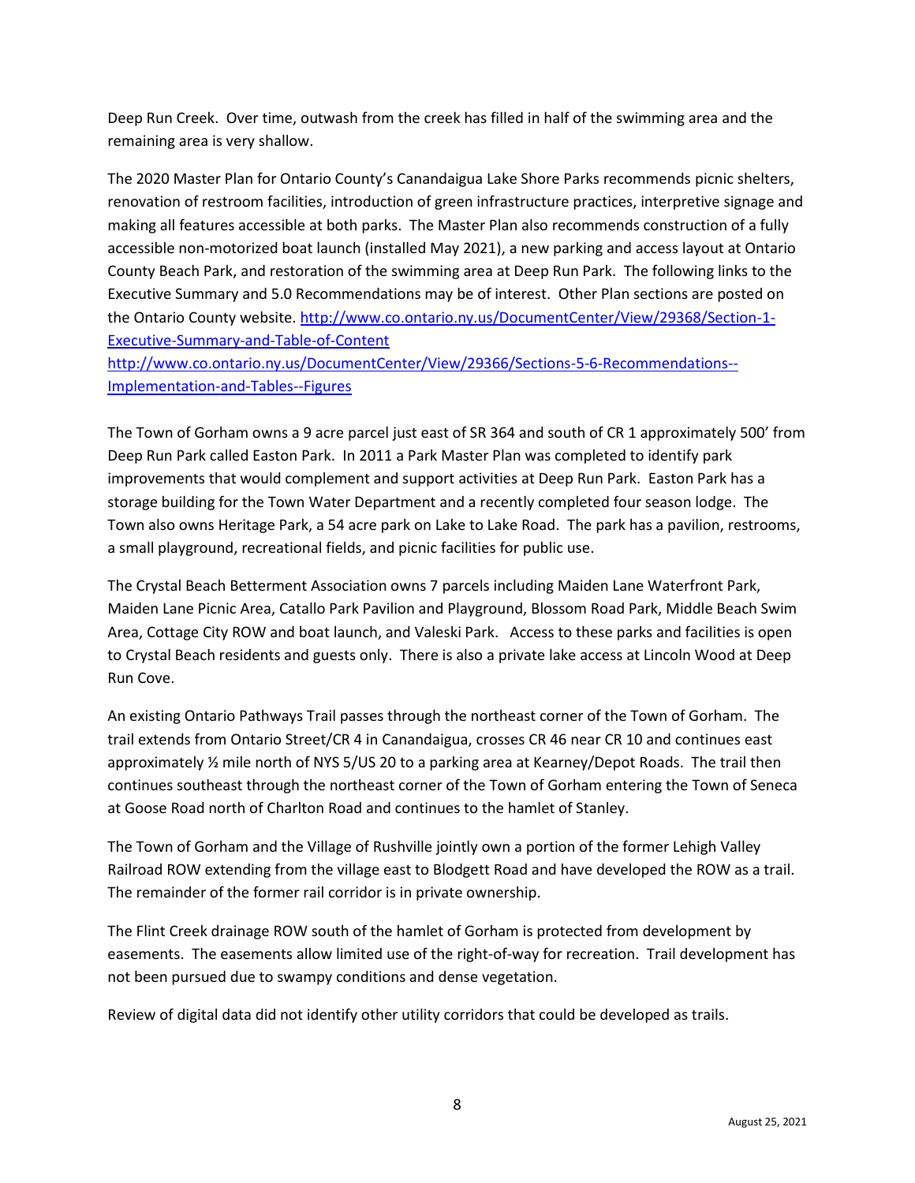Deep Run Creek. Over time, outwash from the creek has filled in half of the swimming area and the remaining area is very shallow.

The 2020 Master Plan for Ontario County's Canandaigua Lake Shore Parks recommends picnic shelters, renovation of restroom facilities, introduction of green infrastructure practices, interpretive signage and making all features accessible at both parks. The Master Plan also recommends construction of a fully accessible non-motorized boat launch (installed May 2021), a new parking and access layout at Ontario County Beach Park, and restoration of the swimming area at Deep Run Park. The following links to the Executive Summary and 5.0 Recommendations may be of interest. Other Plan sections are posted on the Ontario County website. http://www.co.ontario.ny.us/DocumentCenter/View/29368/Section-1-Executive-Summary-and-Table-of-Content
http://www.co.ontario.ny.us/DocumentCenter/View/29366/Sections-5-6-Recommendations--Implementation-and-Tables--Figures

The Town of Gorham owns a 9 acre parcel just east of SR 364 and south of CR 1 approximately 500' from Deep Run Park called Easton Park. In 2011 a Park Master Plan was completed to identify park improvements that would complement and support activities at Deep Run Park. Easton Park has a storage building for the Town Water Department and a recently completed four season lodge. The Town also owns Heritage Park, a 54 acre park on Lake to Lake Road. The park has a pavilion, restrooms, a small playground, recreational fields, and picnic facilities for public use.

The Crystal Beach Betterment Association owns 7 parcels including Maiden Lane Waterfront Park, Maiden Lane Picnic Area, Catallo Park Pavilion and Playground, Blossom Road Park, Middle Beach Swim Area, Cottage City ROW and boat launch, and Valeski Park. Access to these parks and facilities is open to Crystal Beach residents and guests only. There is also a private lake access at Lincoln Wood at Deep Run Cove.

An existing Ontario Pathways Trail passes through the northeast corner of the Town of Gorham. The trail extends from Ontario Street/CR 4 in Canandaigua, crosses CR 46 near CR 10 and continues east approximately ½ mile north of NYS 5/US 20 to a parking area at Kearney/Depot Roads. The trail then continues southeast through the northeast corner of the Town of Gorham entering the Town of Seneca at Goose Road north of Charlton Road and continues to the hamlet of Stanley.

The Town of Gorham and the Village of Rushville jointly own a portion of the former Lehigh Valley Railroad ROW extending from the village east to Blodgett Road and have developed the ROW as a trail. The remainder of the former rail corridor is in private ownership.

The Flint Creek drainage ROW south of the hamlet of Gorham is protected from development by easements. The easements allow limited use of the right-of-way for recreation. Trail development has not been pursued due to swampy conditions and dense vegetation.

Review of digital data did not identify other utility corridors that could be developed as trails.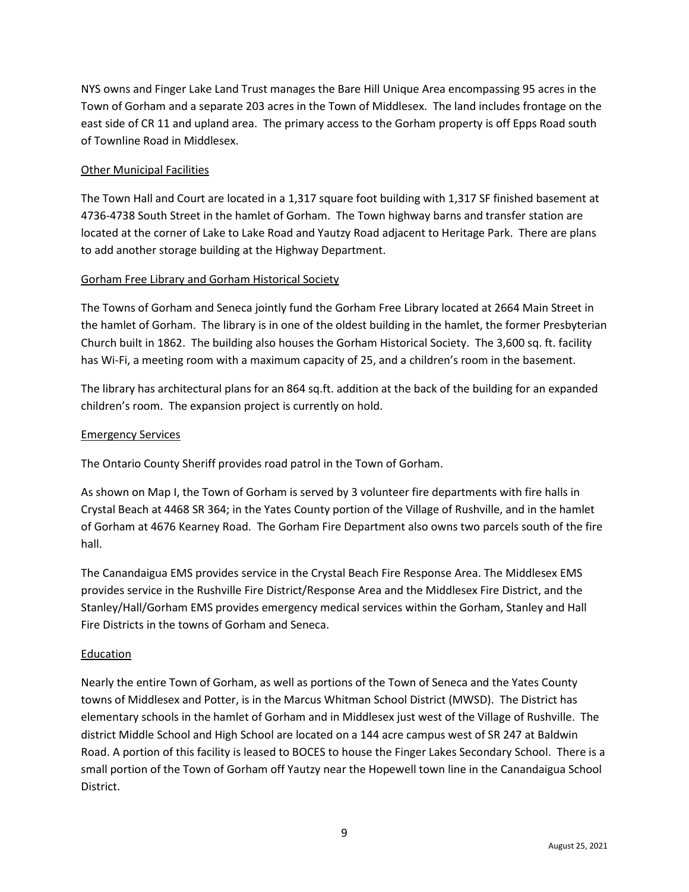NYS owns and Finger Lake Land Trust manages the Bare Hill Unique Area encompassing 95 acres in the Town of Gorham and a separate 203 acres in the Town of Middlesex. The land includes frontage on the east side of CR 11 and upland area. The primary access to the Gorham property is off Epps Road south of Townline Road in Middlesex.

### Other Municipal Facilities

The Town Hall and Court are located in a 1,317 square foot building with 1,317 SF finished basement at 4736-4738 South Street in the hamlet of Gorham. The Town highway barns and transfer station are located at the corner of Lake to Lake Road and Yautzy Road adjacent to Heritage Park. There are plans to add another storage building at the Highway Department.

### Gorham Free Library and Gorham Historical Society

The Towns of Gorham and Seneca jointly fund the Gorham Free Library located at 2664 Main Street in the hamlet of Gorham. The library is in one of the oldest building in the hamlet, the former Presbyterian Church built in 1862. The building also houses the Gorham Historical Society. The 3,600 sq. ft. facility has Wi-Fi, a meeting room with a maximum capacity of 25, and a children's room in the basement.

The library has architectural plans for an 864 sq.ft. addition at the back of the building for an expanded children's room. The expansion project is currently on hold.

### Emergency Services

The Ontario County Sheriff provides road patrol in the Town of Gorham.

As shown on Map I, the Town of Gorham is served by 3 volunteer fire departments with fire halls in Crystal Beach at 4468 SR 364; in the Yates County portion of the Village of Rushville, and in the hamlet of Gorham at 4676 Kearney Road. The Gorham Fire Department also owns two parcels south of the fire hall.

The Canandaigua EMS provides service in the Crystal Beach Fire Response Area. The Middlesex EMS provides service in the Rushville Fire District/Response Area and the Middlesex Fire District, and the Stanley/Hall/Gorham EMS provides emergency medical services within the Gorham, Stanley and Hall Fire Districts in the towns of Gorham and Seneca.

### Education

Nearly the entire Town of Gorham, as well as portions of the Town of Seneca and the Yates County towns of Middlesex and Potter, is in the Marcus Whitman School District (MWSD). The District has elementary schools in the hamlet of Gorham and in Middlesex just west of the Village of Rushville. The district Middle School and High School are located on a 144 acre campus west of SR 247 at Baldwin Road. A portion of this facility is leased to BOCES to house the Finger Lakes Secondary School. There is a small portion of the Town of Gorham off Yautzy near the Hopewell town line in the Canandaigua School District.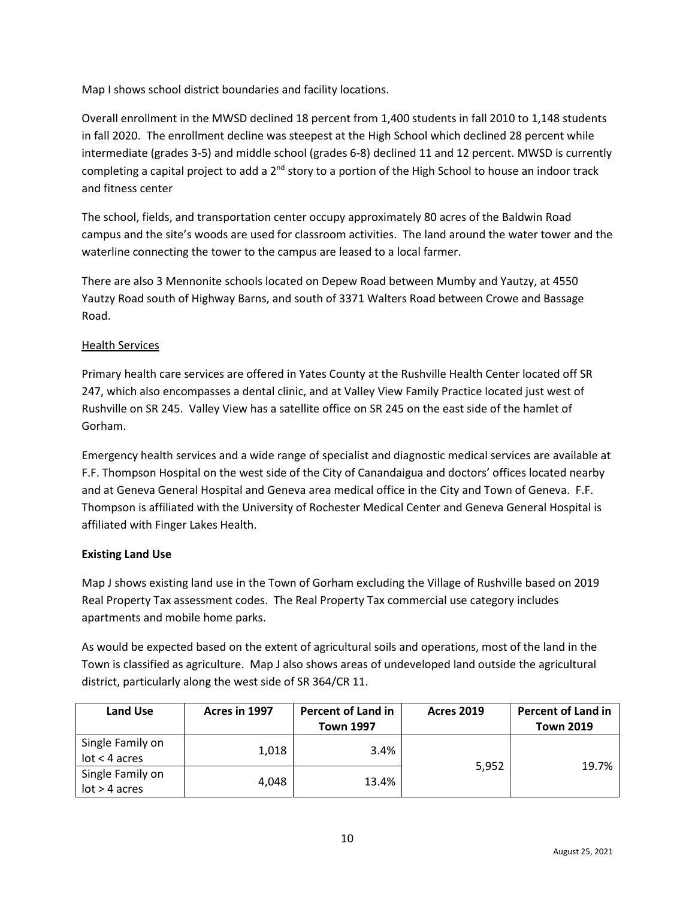Map I shows school district boundaries and facility locations.

Overall enrollment in the MWSD declined 18 percent from 1,400 students in fall 2010 to 1,148 students in fall 2020. The enrollment decline was steepest at the High School which declined 28 percent while intermediate (grades 3-5) and middle school (grades 6-8) declined 11 and 12 percent. MWSD is currently completing a capital project to add a 2nd story to a portion of the High School to house an indoor track and fitness center

The school, fields, and transportation center occupy approximately 80 acres of the Baldwin Road campus and the site's woods are used for classroom activities. The land around the water tower and the waterline connecting the tower to the campus are leased to a local farmer.

There are also 3 Mennonite schools located on Depew Road between Mumby and Yautzy, at 4550 Yautzy Road south of Highway Barns, and south of 3371 Walters Road between Crowe and Bassage Road.

<u>Health Services</u>

Primary health care services are offered in Yates County at the Rushville Health Center located off SR 247, which also encompasses a dental clinic, and at Valley View Family Practice located just west of Rushville on SR 245. Valley View has a satellite office on SR 245 on the east side of the hamlet of Gorham.

Emergency health services and a wide range of specialist and diagnostic medical services are available at F.F. Thompson Hospital on the west side of the City of Canandaigua and doctors' offices located nearby and at Geneva General Hospital and Geneva area medical office in the City and Town of Geneva. F.F. Thompson is affiliated with the University of Rochester Medical Center and Geneva General Hospital is affiliated with Finger Lakes Health.

**Existing Land Use**

Map J shows existing land use in the Town of Gorham excluding the Village of Rushville based on 2019 Real Property Tax assessment codes. The Real Property Tax commercial use category includes apartments and mobile home parks.

As would be expected based on the extent of agricultural soils and operations, most of the land in the Town is classified as agriculture. Map J also shows areas of undeveloped land outside the agricultural district, particularly along the west side of SR 364/CR 11.

| Land Use | Acres in 1997 | Percent of Land in Town 1997 | Acres 2019 | Percent of Land in Town 2019 |
|---|---|---|---|---|
| Single Family on lot < 4 acres | 1,018 | 3.4% | 5,952 | 19.7% |
| Single Family on lot > 4 acres | 4,048 | 13.4% | | |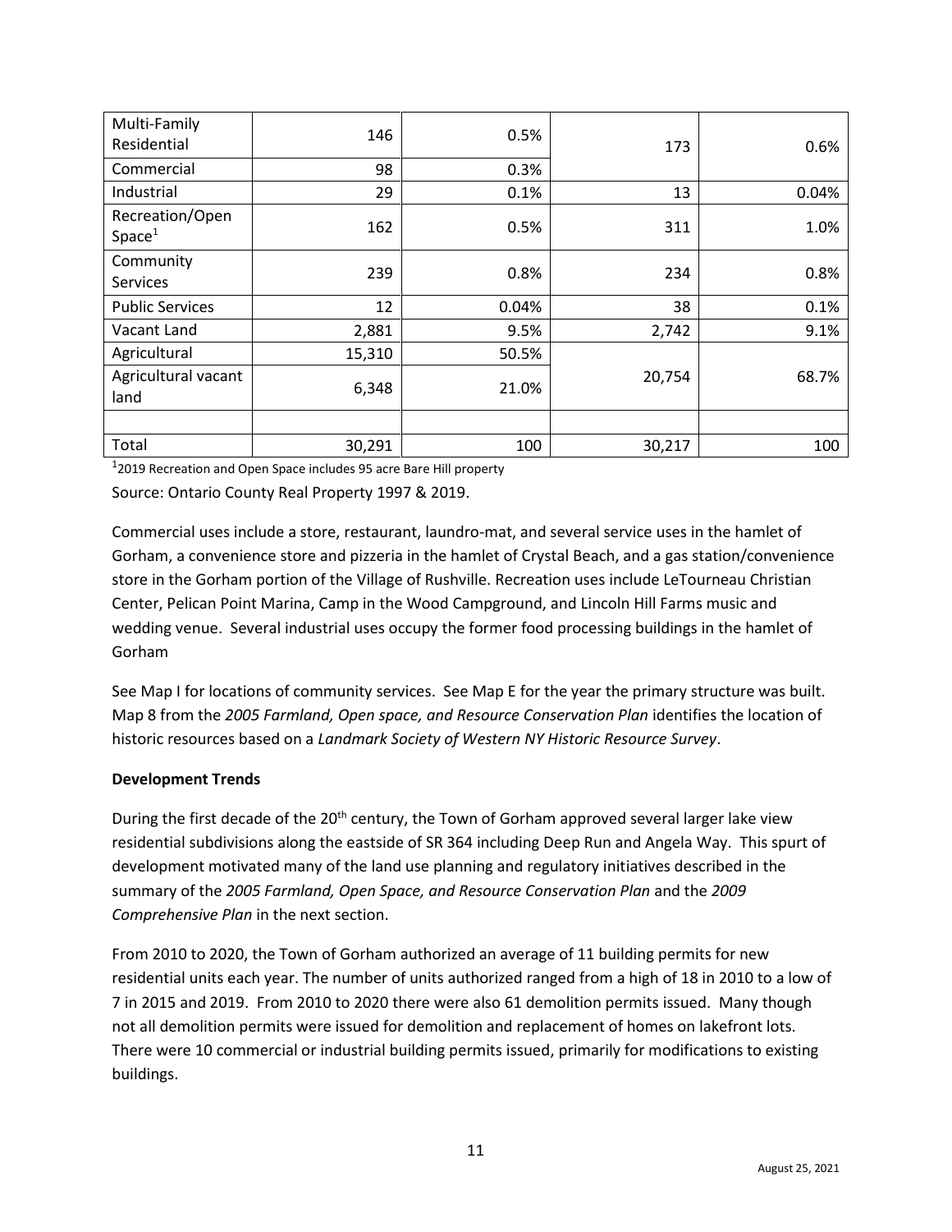| Multi-Family Residential | 146 | 0.5% | 173 | 0.6% |
|---|---|---|---|---|
| Commercial | 98 | 0.3% | | |
| Industrial | 29 | 0.1% | 13 | 0.04% |
| Recreation/Open Space[1] | 162 | 0.5% | 311 | 1.0% |
| Community Services | 239 | 0.8% | 234 | 0.8% |
| Public Services | 12 | 0.04% | 38 | 0.1% |
| Vacant Land | 2,881 | 9.5% | 2,742 | 9.1% |
| Agricultural | 15,310 | 50.5% | 20,754 | 68.7% |
| Agricultural vacant land | 6,348 | 21.0% | | |
| | | | | |
| Total | 30,291 | 100 | 30,217 | 100 |

[1]2019 Recreation and Open Space includes 95 acre Bare Hill property

Source: Ontario County Real Property 1997 & 2019.

Commercial uses include a store, restaurant, laundro-mat, and several service uses in the hamlet of Gorham, a convenience store and pizzeria in the hamlet of Crystal Beach, and a gas station/convenience store in the Gorham portion of the Village of Rushville. Recreation uses include LeTourneau Christian Center, Pelican Point Marina, Camp in the Wood Campground, and Lincoln Hill Farms music and wedding venue. Several industrial uses occupy the former food processing buildings in the hamlet of Gorham

See Map I for locations of community services. See Map E for the year the primary structure was built. Map 8 from the *2005 Farmland, Open space, and Resource Conservation Plan* identifies the location of historic resources based on a *Landmark Society of Western NY Historic Resource Survey*.

**Development Trends**

During the first decade of the 20th century, the Town of Gorham approved several larger lake view residential subdivisions along the eastside of SR 364 including Deep Run and Angela Way. This spurt of development motivated many of the land use planning and regulatory initiatives described in the summary of the *2005 Farmland, Open Space, and Resource Conservation Plan* and the *2009 Comprehensive Plan* in the next section.

From 2010 to 2020, the Town of Gorham authorized an average of 11 building permits for new residential units each year. The number of units authorized ranged from a high of 18 in 2010 to a low of 7 in 2015 and 2019. From 2010 to 2020 there were also 61 demolition permits issued. Many though not all demolition permits were issued for demolition and replacement of homes on lakefront lots. There were 10 commercial or industrial building permits issued, primarily for modifications to existing buildings.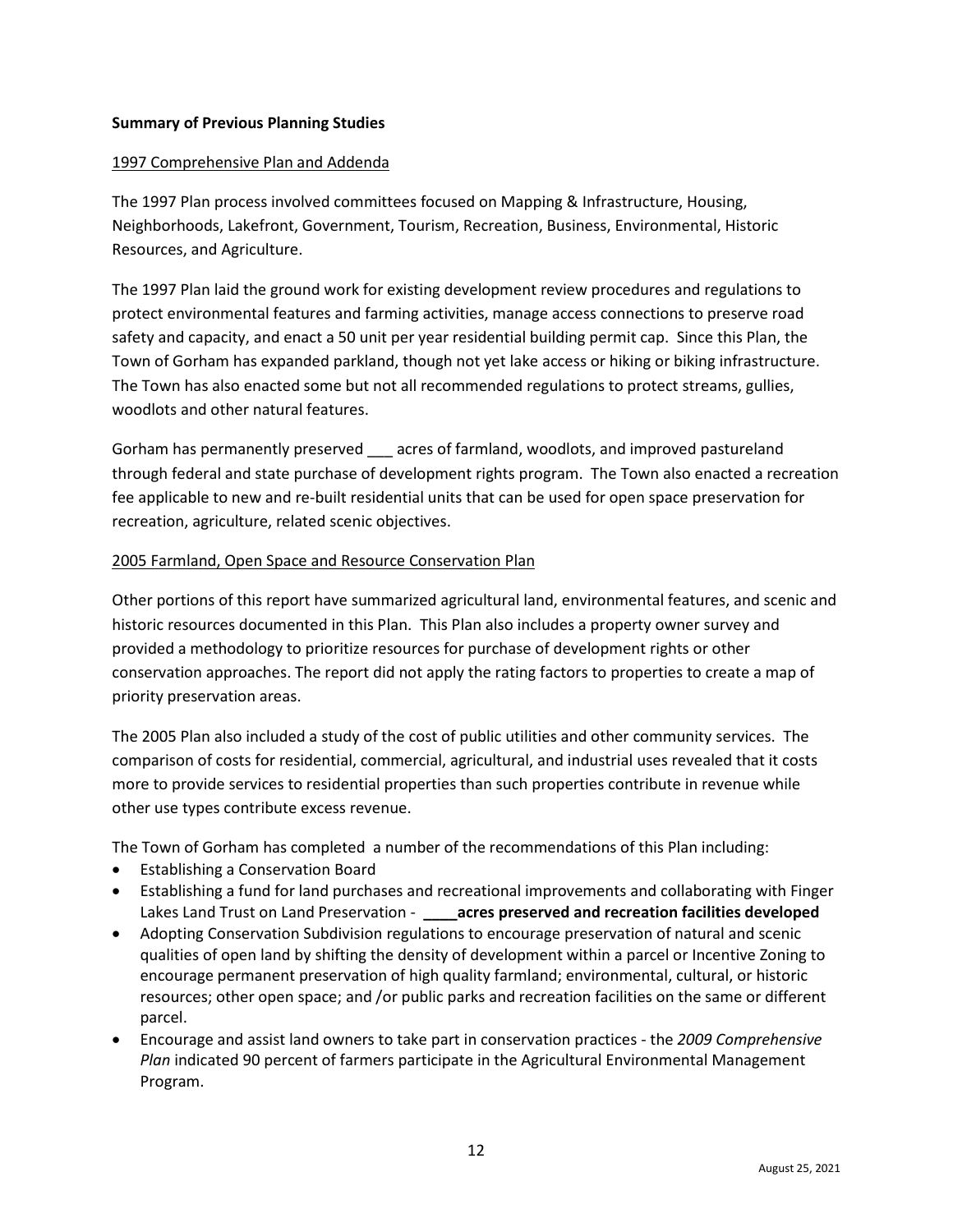**Summary of Previous Planning Studies**

1997 Comprehensive Plan and Addenda

The 1997 Plan process involved committees focused on Mapping & Infrastructure, Housing, Neighborhoods, Lakefront, Government, Tourism, Recreation, Business, Environmental, Historic Resources, and Agriculture.

The 1997 Plan laid the ground work for existing development review procedures and regulations to protect environmental features and farming activities, manage access connections to preserve road safety and capacity, and enact a 50 unit per year residential building permit cap. Since this Plan, the Town of Gorham has expanded parkland, though not yet lake access or hiking or biking infrastructure. The Town has also enacted some but not all recommended regulations to protect streams, gullies, woodlots and other natural features.

Gorham has permanently preserved ___ acres of farmland, woodlots, and improved pastureland through federal and state purchase of development rights program. The Town also enacted a recreation fee applicable to new and re-built residential units that can be used for open space preservation for recreation, agriculture, related scenic objectives.

2005 Farmland, Open Space and Resource Conservation Plan

Other portions of this report have summarized agricultural land, environmental features, and scenic and historic resources documented in this Plan. This Plan also includes a property owner survey and provided a methodology to prioritize resources for purchase of development rights or other conservation approaches. The report did not apply the rating factors to properties to create a map of priority preservation areas.

The 2005 Plan also included a study of the cost of public utilities and other community services. The comparison of costs for residential, commercial, agricultural, and industrial uses revealed that it costs more to provide services to residential properties than such properties contribute in revenue while other use types contribute excess revenue.

The Town of Gorham has completed a number of the recommendations of this Plan including:

- Establishing a Conservation Board
- Establishing a fund for land purchases and recreational improvements and collaborating with Finger Lakes Land Trust on Land Preservation - **____acres preserved and recreation facilities developed**
- Adopting Conservation Subdivision regulations to encourage preservation of natural and scenic qualities of open land by shifting the density of development within a parcel or Incentive Zoning to encourage permanent preservation of high quality farmland; environmental, cultural, or historic resources; other open space; and /or public parks and recreation facilities on the same or different parcel.
- Encourage and assist land owners to take part in conservation practices - the *2009 Comprehensive Plan* indicated 90 percent of farmers participate in the Agricultural Environmental Management Program.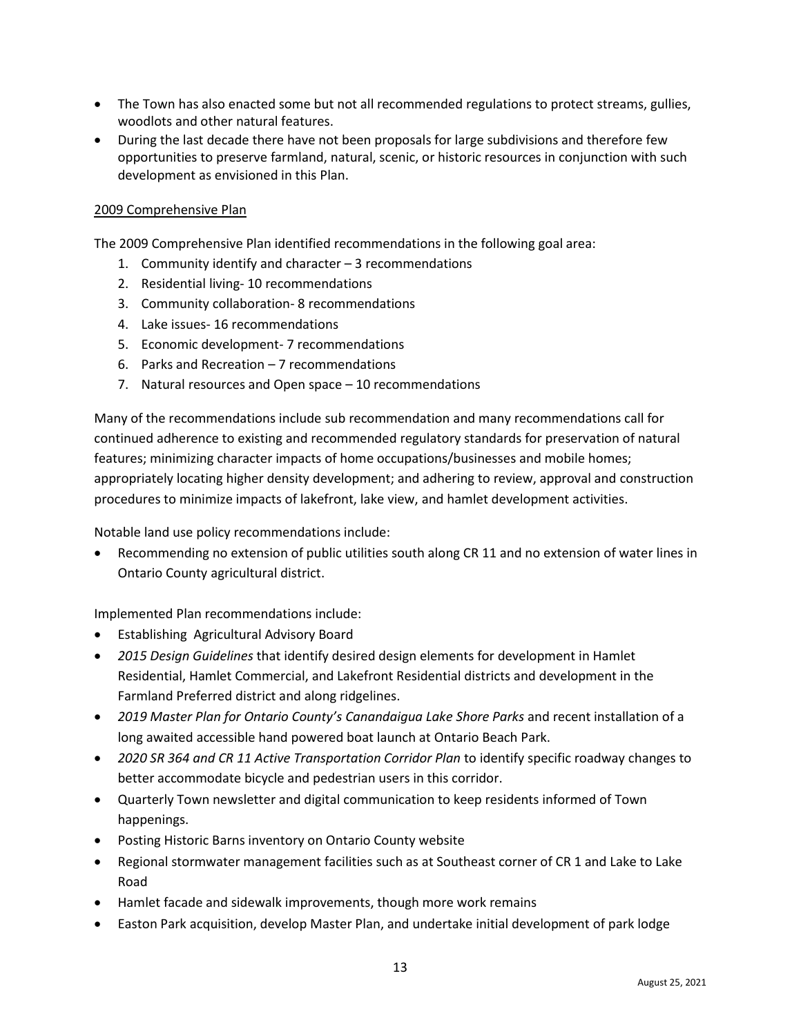- The Town has also enacted some but not all recommended regulations to protect streams, gullies, woodlots and other natural features.
- During the last decade there have not been proposals for large subdivisions and therefore few opportunities to preserve farmland, natural, scenic, or historic resources in conjunction with such development as envisioned in this Plan.

<u>2009 Comprehensive Plan</u>

The 2009 Comprehensive Plan identified recommendations in the following goal area:

1. Community identify and character – 3 recommendations
2. Residential living- 10 recommendations
3. Community collaboration- 8 recommendations
4. Lake issues- 16 recommendations
5. Economic development- 7 recommendations
6. Parks and Recreation – 7 recommendations
7. Natural resources and Open space – 10 recommendations

Many of the recommendations include sub recommendation and many recommendations call for continued adherence to existing and recommended regulatory standards for preservation of natural features; minimizing character impacts of home occupations/businesses and mobile homes; appropriately locating higher density development; and adhering to review, approval and construction procedures to minimize impacts of lakefront, lake view, and hamlet development activities.

Notable land use policy recommendations include:

- Recommending no extension of public utilities south along CR 11 and no extension of water lines in Ontario County agricultural district.

Implemented Plan recommendations include:

- Establishing Agricultural Advisory Board
- *2015 Design Guidelines* that identify desired design elements for development in Hamlet Residential, Hamlet Commercial, and Lakefront Residential districts and development in the Farmland Preferred district and along ridgelines.
- *2019 Master Plan for Ontario County's Canandaigua Lake Shore Parks* and recent installation of a long awaited accessible hand powered boat launch at Ontario Beach Park.
- *2020 SR 364 and CR 11 Active Transportation Corridor Plan* to identify specific roadway changes to better accommodate bicycle and pedestrian users in this corridor.
- Quarterly Town newsletter and digital communication to keep residents informed of Town happenings.
- Posting Historic Barns inventory on Ontario County website
- Regional stormwater management facilities such as at Southeast corner of CR 1 and Lake to Lake Road
- Hamlet facade and sidewalk improvements, though more work remains
- Easton Park acquisition, develop Master Plan, and undertake initial development of park lodge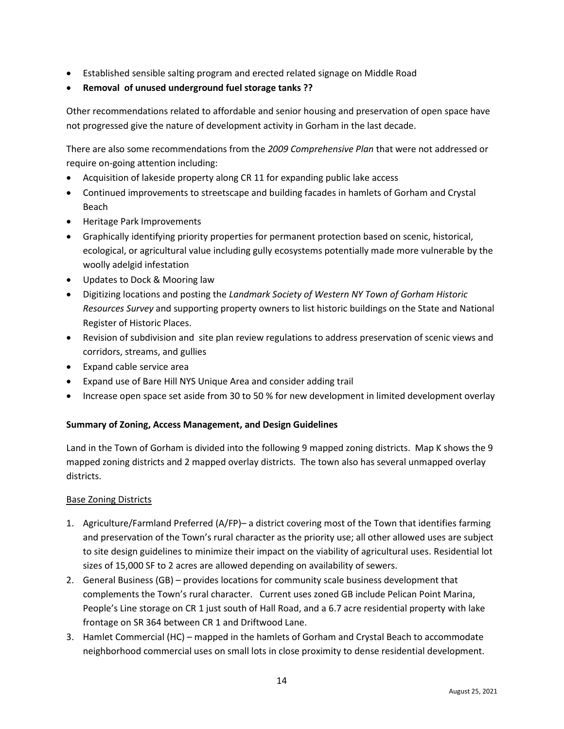- Established sensible salting program and erected related signage on Middle Road
- **Removal of unused underground fuel storage tanks ??**

Other recommendations related to affordable and senior housing and preservation of open space have not progressed give the nature of development activity in Gorham in the last decade.

There are also some recommendations from the *2009 Comprehensive Plan* that were not addressed or require on-going attention including:

- Acquisition of lakeside property along CR 11 for expanding public lake access
- Continued improvements to streetscape and building facades in hamlets of Gorham and Crystal Beach
- Heritage Park Improvements
- Graphically identifying priority properties for permanent protection based on scenic, historical, ecological, or agricultural value including gully ecosystems potentially made more vulnerable by the woolly adelgid infestation
- Updates to Dock & Mooring law
- Digitizing locations and posting the *Landmark Society of Western NY Town of Gorham Historic Resources Survey* and supporting property owners to list historic buildings on the State and National Register of Historic Places.
- Revision of subdivision and site plan review regulations to address preservation of scenic views and corridors, streams, and gullies
- Expand cable service area
- Expand use of Bare Hill NYS Unique Area and consider adding trail
- Increase open space set aside from 30 to 50 % for new development in limited development overlay

**Summary of Zoning, Access Management, and Design Guidelines**

Land in the Town of Gorham is divided into the following 9 mapped zoning districts. Map K shows the 9 mapped zoning districts and 2 mapped overlay districts. The town also has several unmapped overlay districts.

Base Zoning Districts

1. Agriculture/Farmland Preferred (A/FP)– a district covering most of the Town that identifies farming and preservation of the Town's rural character as the priority use; all other allowed uses are subject to site design guidelines to minimize their impact on the viability of agricultural uses. Residential lot sizes of 15,000 SF to 2 acres are allowed depending on availability of sewers.
2. General Business (GB) – provides locations for community scale business development that complements the Town's rural character. Current uses zoned GB include Pelican Point Marina, People's Line storage on CR 1 just south of Hall Road, and a 6.7 acre residential property with lake frontage on SR 364 between CR 1 and Driftwood Lane.
3. Hamlet Commercial (HC) – mapped in the hamlets of Gorham and Crystal Beach to accommodate neighborhood commercial uses on small lots in close proximity to dense residential development.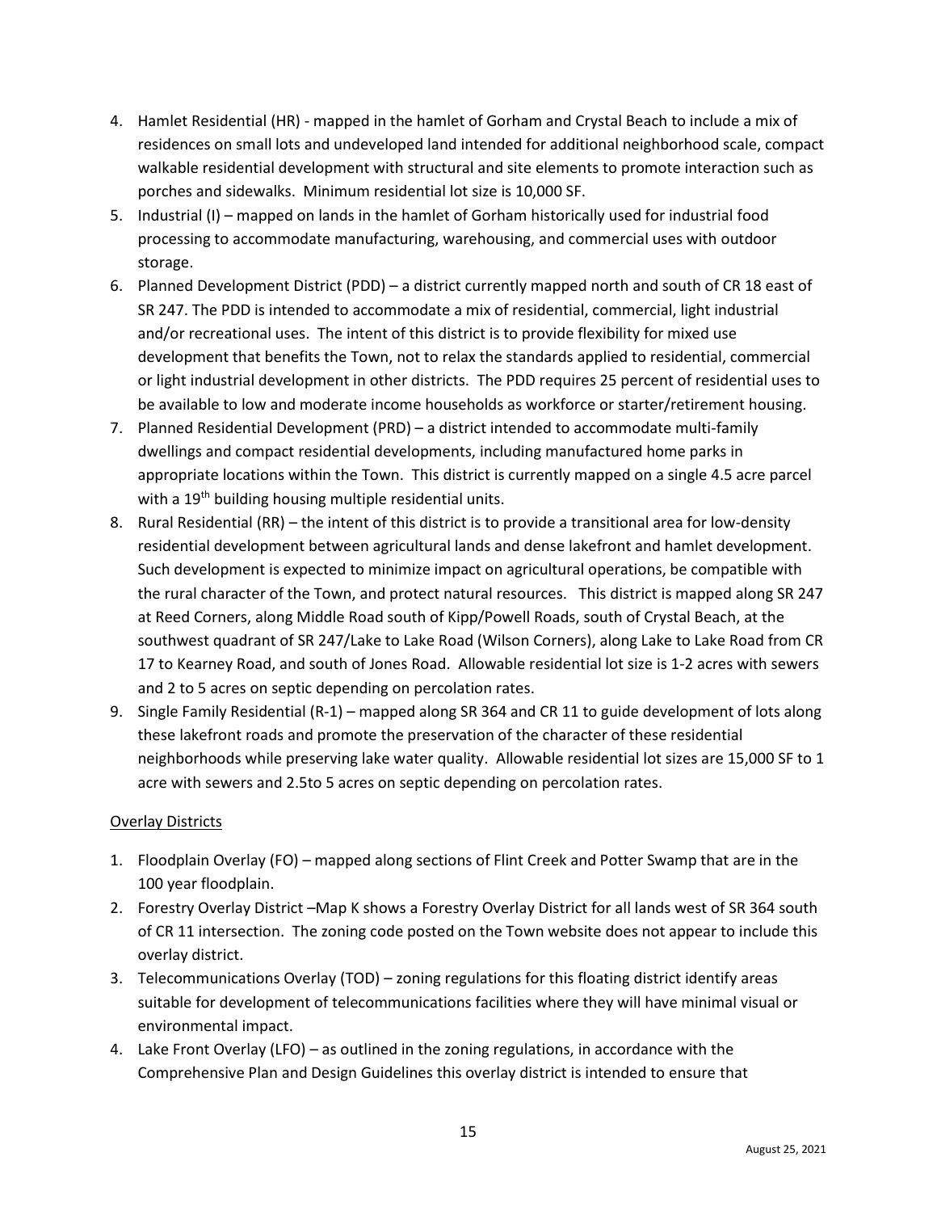4. Hamlet Residential (HR) - mapped in the hamlet of Gorham and Crystal Beach to include a mix of residences on small lots and undeveloped land intended for additional neighborhood scale, compact walkable residential development with structural and site elements to promote interaction such as porches and sidewalks. Minimum residential lot size is 10,000 SF.
5. Industrial (I) – mapped on lands in the hamlet of Gorham historically used for industrial food processing to accommodate manufacturing, warehousing, and commercial uses with outdoor storage.
6. Planned Development District (PDD) – a district currently mapped north and south of CR 18 east of SR 247. The PDD is intended to accommodate a mix of residential, commercial, light industrial and/or recreational uses. The intent of this district is to provide flexibility for mixed use development that benefits the Town, not to relax the standards applied to residential, commercial or light industrial development in other districts. The PDD requires 25 percent of residential uses to be available to low and moderate income households as workforce or starter/retirement housing.
7. Planned Residential Development (PRD) – a district intended to accommodate multi-family dwellings and compact residential developments, including manufactured home parks in appropriate locations within the Town. This district is currently mapped on a single 4.5 acre parcel with a 19th building housing multiple residential units.
8. Rural Residential (RR) – the intent of this district is to provide a transitional area for low-density residential development between agricultural lands and dense lakefront and hamlet development. Such development is expected to minimize impact on agricultural operations, be compatible with the rural character of the Town, and protect natural resources. This district is mapped along SR 247 at Reed Corners, along Middle Road south of Kipp/Powell Roads, south of Crystal Beach, at the southwest quadrant of SR 247/Lake to Lake Road (Wilson Corners), along Lake to Lake Road from CR 17 to Kearney Road, and south of Jones Road. Allowable residential lot size is 1-2 acres with sewers and 2 to 5 acres on septic depending on percolation rates.
9. Single Family Residential (R-1) – mapped along SR 364 and CR 11 to guide development of lots along these lakefront roads and promote the preservation of the character of these residential neighborhoods while preserving lake water quality. Allowable residential lot sizes are 15,000 SF to 1 acre with sewers and 2.5to 5 acres on septic depending on percolation rates.

Overlay Districts

1. Floodplain Overlay (FO) – mapped along sections of Flint Creek and Potter Swamp that are in the 100 year floodplain.
2. Forestry Overlay District –Map K shows a Forestry Overlay District for all lands west of SR 364 south of CR 11 intersection. The zoning code posted on the Town website does not appear to include this overlay district.
3. Telecommunications Overlay (TOD) – zoning regulations for this floating district identify areas suitable for development of telecommunications facilities where they will have minimal visual or environmental impact.
4. Lake Front Overlay (LFO) – as outlined in the zoning regulations, in accordance with the Comprehensive Plan and Design Guidelines this overlay district is intended to ensure that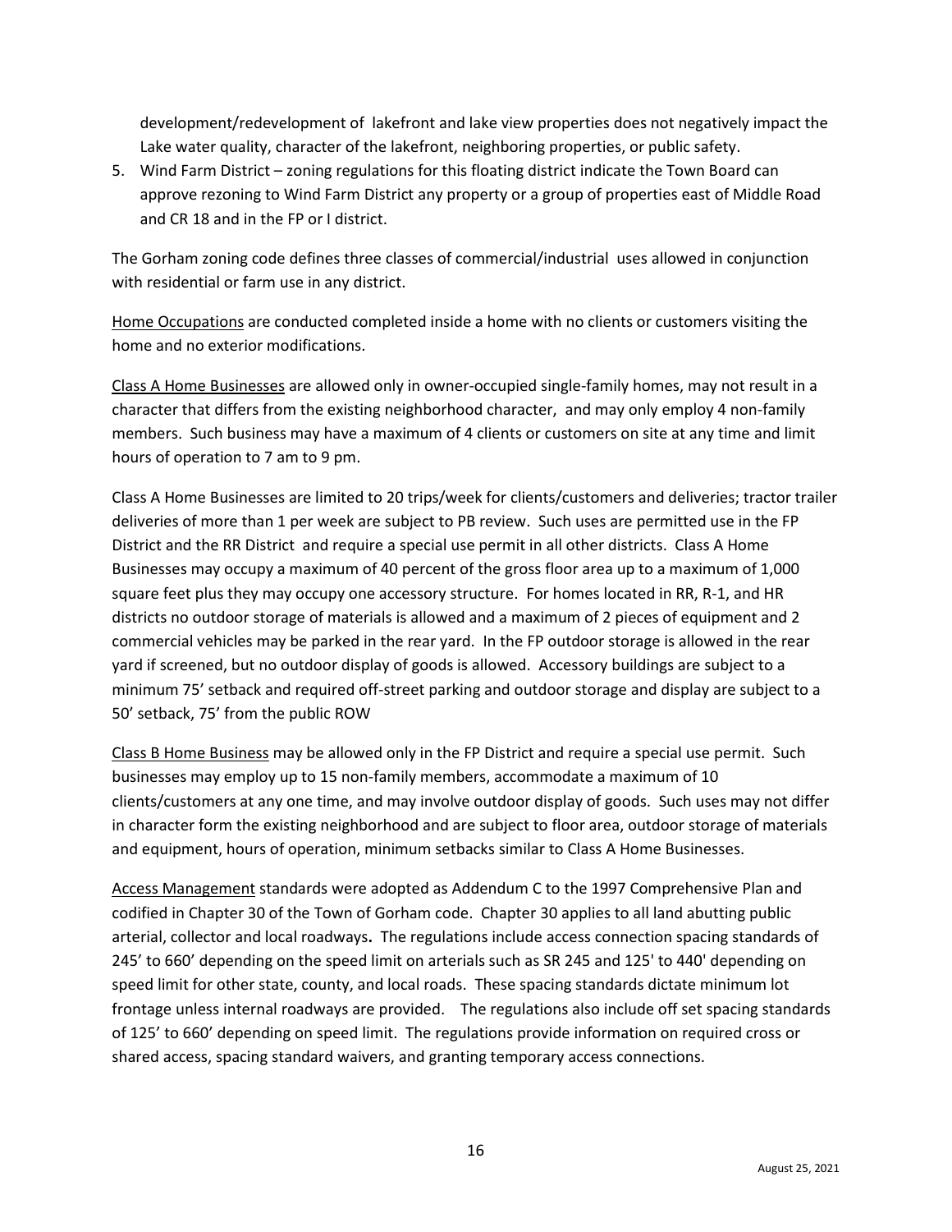development/redevelopment of lakefront and lake view properties does not negatively impact the Lake water quality, character of the lakefront, neighboring properties, or public safety.

5. Wind Farm District – zoning regulations for this floating district indicate the Town Board can approve rezoning to Wind Farm District any property or a group of properties east of Middle Road and CR 18 and in the FP or I district.

The Gorham zoning code defines three classes of commercial/industrial uses allowed in conjunction with residential or farm use in any district.

Home Occupations are conducted completed inside a home with no clients or customers visiting the home and no exterior modifications.

Class A Home Businesses are allowed only in owner-occupied single-family homes, may not result in a character that differs from the existing neighborhood character, and may only employ 4 non-family members. Such business may have a maximum of 4 clients or customers on site at any time and limit hours of operation to 7 am to 9 pm.

Class A Home Businesses are limited to 20 trips/week for clients/customers and deliveries; tractor trailer deliveries of more than 1 per week are subject to PB review. Such uses are permitted use in the FP District and the RR District and require a special use permit in all other districts. Class A Home Businesses may occupy a maximum of 40 percent of the gross floor area up to a maximum of 1,000 square feet plus they may occupy one accessory structure. For homes located in RR, R-1, and HR districts no outdoor storage of materials is allowed and a maximum of 2 pieces of equipment and 2 commercial vehicles may be parked in the rear yard. In the FP outdoor storage is allowed in the rear yard if screened, but no outdoor display of goods is allowed. Accessory buildings are subject to a minimum 75' setback and required off-street parking and outdoor storage and display are subject to a 50' setback, 75' from the public ROW

Class B Home Business may be allowed only in the FP District and require a special use permit. Such businesses may employ up to 15 non-family members, accommodate a maximum of 10 clients/customers at any one time, and may involve outdoor display of goods. Such uses may not differ in character form the existing neighborhood and are subject to floor area, outdoor storage of materials and equipment, hours of operation, minimum setbacks similar to Class A Home Businesses.

Access Management standards were adopted as Addendum C to the 1997 Comprehensive Plan and codified in Chapter 30 of the Town of Gorham code. Chapter 30 applies to all land abutting public arterial, collector and local roadways**.** The regulations include access connection spacing standards of 245' to 660' depending on the speed limit on arterials such as SR 245 and 125' to 440' depending on speed limit for other state, county, and local roads. These spacing standards dictate minimum lot frontage unless internal roadways are provided. The regulations also include off set spacing standards of 125' to 660' depending on speed limit. The regulations provide information on required cross or shared access, spacing standard waivers, and granting temporary access connections.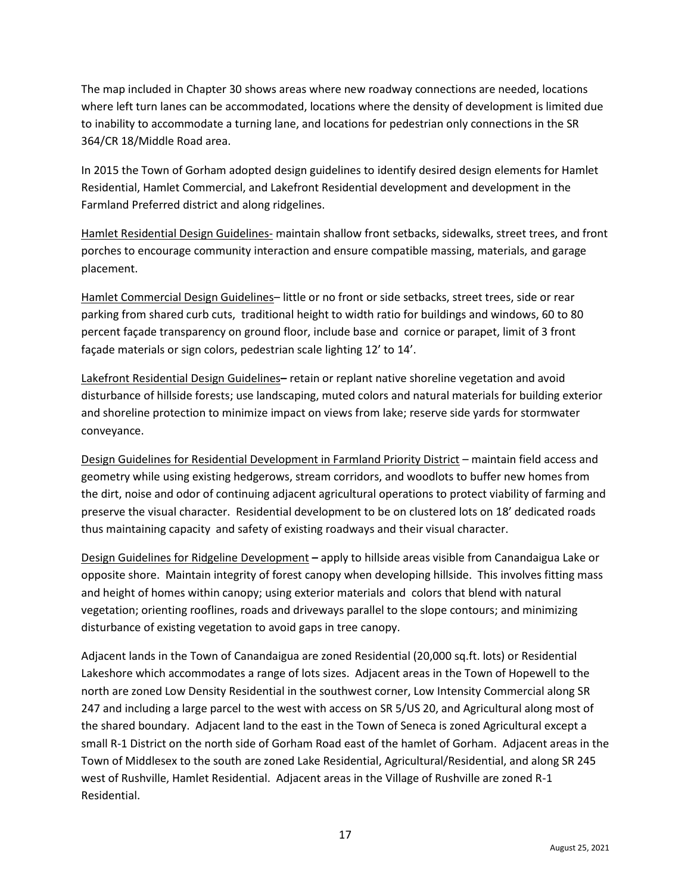The map included in Chapter 30 shows areas where new roadway connections are needed, locations where left turn lanes can be accommodated, locations where the density of development is limited due to inability to accommodate a turning lane, and locations for pedestrian only connections in the SR 364/CR 18/Middle Road area.

In 2015 the Town of Gorham adopted design guidelines to identify desired design elements for Hamlet Residential, Hamlet Commercial, and Lakefront Residential development and development in the Farmland Preferred district and along ridgelines.

Hamlet Residential Design Guidelines- maintain shallow front setbacks, sidewalks, street trees, and front porches to encourage community interaction and ensure compatible massing, materials, and garage placement.

Hamlet Commercial Design Guidelines– little or no front or side setbacks, street trees, side or rear parking from shared curb cuts, traditional height to width ratio for buildings and windows, 60 to 80 percent façade transparency on ground floor, include base and cornice or parapet, limit of 3 front façade materials or sign colors, pedestrian scale lighting 12' to 14'.

Lakefront Residential Design Guidelines**–** retain or replant native shoreline vegetation and avoid disturbance of hillside forests; use landscaping, muted colors and natural materials for building exterior and shoreline protection to minimize impact on views from lake; reserve side yards for stormwater conveyance.

Design Guidelines for Residential Development in Farmland Priority District – maintain field access and geometry while using existing hedgerows, stream corridors, and woodlots to buffer new homes from the dirt, noise and odor of continuing adjacent agricultural operations to protect viability of farming and preserve the visual character. Residential development to be on clustered lots on 18' dedicated roads thus maintaining capacity and safety of existing roadways and their visual character.

Design Guidelines for Ridgeline Development **–** apply to hillside areas visible from Canandaigua Lake or opposite shore. Maintain integrity of forest canopy when developing hillside. This involves fitting mass and height of homes within canopy; using exterior materials and colors that blend with natural vegetation; orienting rooflines, roads and driveways parallel to the slope contours; and minimizing disturbance of existing vegetation to avoid gaps in tree canopy.

Adjacent lands in the Town of Canandaigua are zoned Residential (20,000 sq.ft. lots) or Residential Lakeshore which accommodates a range of lots sizes. Adjacent areas in the Town of Hopewell to the north are zoned Low Density Residential in the southwest corner, Low Intensity Commercial along SR 247 and including a large parcel to the west with access on SR 5/US 20, and Agricultural along most of the shared boundary. Adjacent land to the east in the Town of Seneca is zoned Agricultural except a small R-1 District on the north side of Gorham Road east of the hamlet of Gorham. Adjacent areas in the Town of Middlesex to the south are zoned Lake Residential, Agricultural/Residential, and along SR 245 west of Rushville, Hamlet Residential. Adjacent areas in the Village of Rushville are zoned R-1 Residential.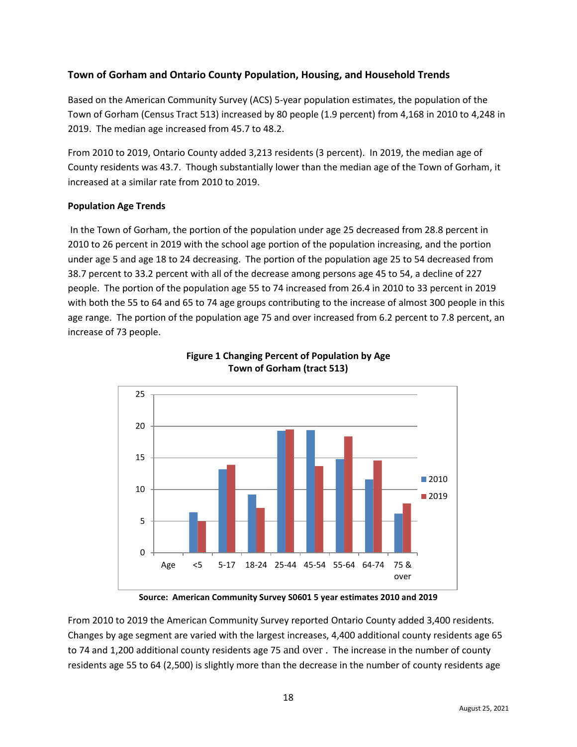## Town of Gorham and Ontario County Population, Housing, and Household Trends

Based on the American Community Survey (ACS) 5-year population estimates, the population of the Town of Gorham (Census Tract 513) increased by 80 people (1.9 percent) from 4,168 in 2010 to 4,248 in 2019. The median age increased from 45.7 to 48.2.

From 2010 to 2019, Ontario County added 3,213 residents (3 percent). In 2019, the median age of County residents was 43.7. Though substantially lower than the median age of the Town of Gorham, it increased at a similar rate from 2010 to 2019.

### Population Age Trends

In the Town of Gorham, the portion of the population under age 25 decreased from 28.8 percent in 2010 to 26 percent in 2019 with the school age portion of the population increasing, and the portion under age 5 and age 18 to 24 decreasing. The portion of the population age 25 to 54 decreased from 38.7 percent to 33.2 percent with all of the decrease among persons age 45 to 54, a decline of 227 people. The portion of the population age 55 to 74 increased from 26.4 in 2010 to 33 percent in 2019 with both the 55 to 64 and 65 to 74 age groups contributing to the increase of almost 300 people in this age range. The portion of the population age 75 and over increased from 6.2 percent to 7.8 percent, an increase of 73 people.

**Figure 1 Changing Percent of Population by Age
Town of Gorham (tract 513)**

**Source: American Community Survey S0601 5 year estimates 2010 and 2019**

From 2010 to 2019 the American Community Survey reported Ontario County added 3,400 residents. Changes by age segment are varied with the largest increases, 4,400 additional county residents age 65 to 74 and 1,200 additional county residents age 75 and over . The increase in the number of county residents age 55 to 64 (2,500) is slightly more than the decrease in the number of county residents age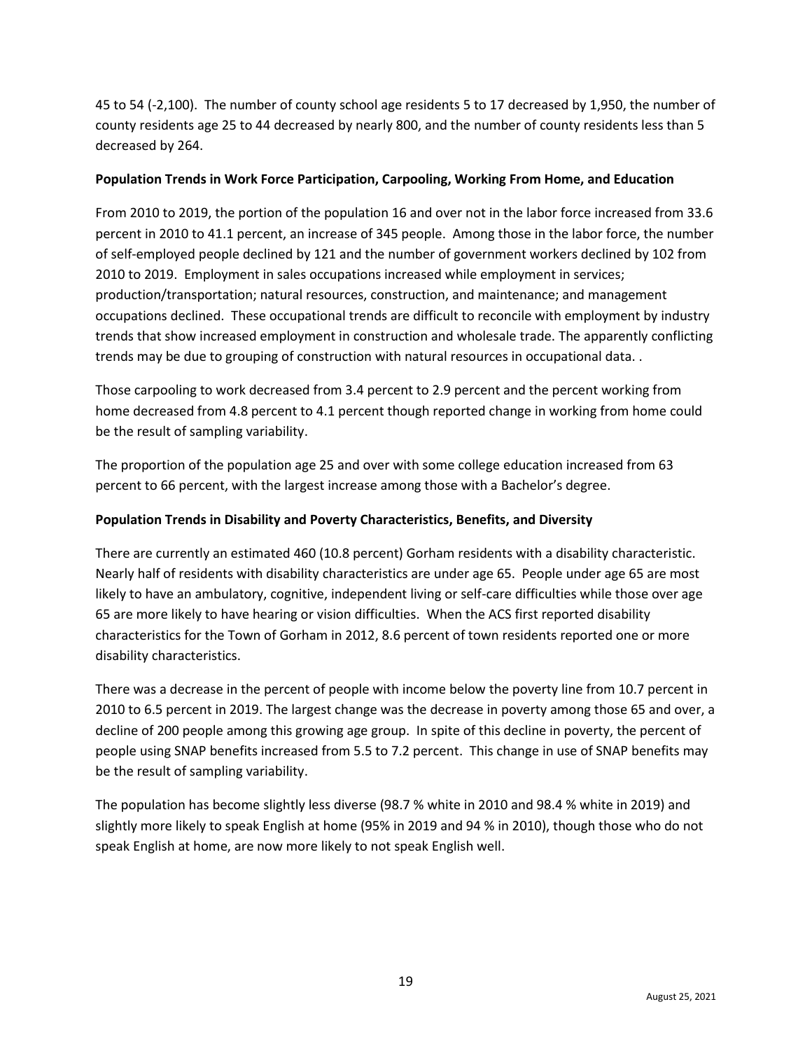45 to 54 (-2,100). The number of county school age residents 5 to 17 decreased by 1,950, the number of county residents age 25 to 44 decreased by nearly 800, and the number of county residents less than 5 decreased by 264.

**Population Trends in Work Force Participation, Carpooling, Working From Home, and Education**

From 2010 to 2019, the portion of the population 16 and over not in the labor force increased from 33.6 percent in 2010 to 41.1 percent, an increase of 345 people. Among those in the labor force, the number of self-employed people declined by 121 and the number of government workers declined by 102 from 2010 to 2019. Employment in sales occupations increased while employment in services; production/transportation; natural resources, construction, and maintenance; and management occupations declined. These occupational trends are difficult to reconcile with employment by industry trends that show increased employment in construction and wholesale trade. The apparently conflicting trends may be due to grouping of construction with natural resources in occupational data. .

Those carpooling to work decreased from 3.4 percent to 2.9 percent and the percent working from home decreased from 4.8 percent to 4.1 percent though reported change in working from home could be the result of sampling variability.

The proportion of the population age 25 and over with some college education increased from 63 percent to 66 percent, with the largest increase among those with a Bachelor's degree.

**Population Trends in Disability and Poverty Characteristics, Benefits, and Diversity**

There are currently an estimated 460 (10.8 percent) Gorham residents with a disability characteristic. Nearly half of residents with disability characteristics are under age 65. People under age 65 are most likely to have an ambulatory, cognitive, independent living or self-care difficulties while those over age 65 are more likely to have hearing or vision difficulties. When the ACS first reported disability characteristics for the Town of Gorham in 2012, 8.6 percent of town residents reported one or more disability characteristics.

There was a decrease in the percent of people with income below the poverty line from 10.7 percent in 2010 to 6.5 percent in 2019. The largest change was the decrease in poverty among those 65 and over, a decline of 200 people among this growing age group. In spite of this decline in poverty, the percent of people using SNAP benefits increased from 5.5 to 7.2 percent. This change in use of SNAP benefits may be the result of sampling variability.

The population has become slightly less diverse (98.7 % white in 2010 and 98.4 % white in 2019) and slightly more likely to speak English at home (95% in 2019 and 94 % in 2010), though those who do not speak English at home, are now more likely to not speak English well.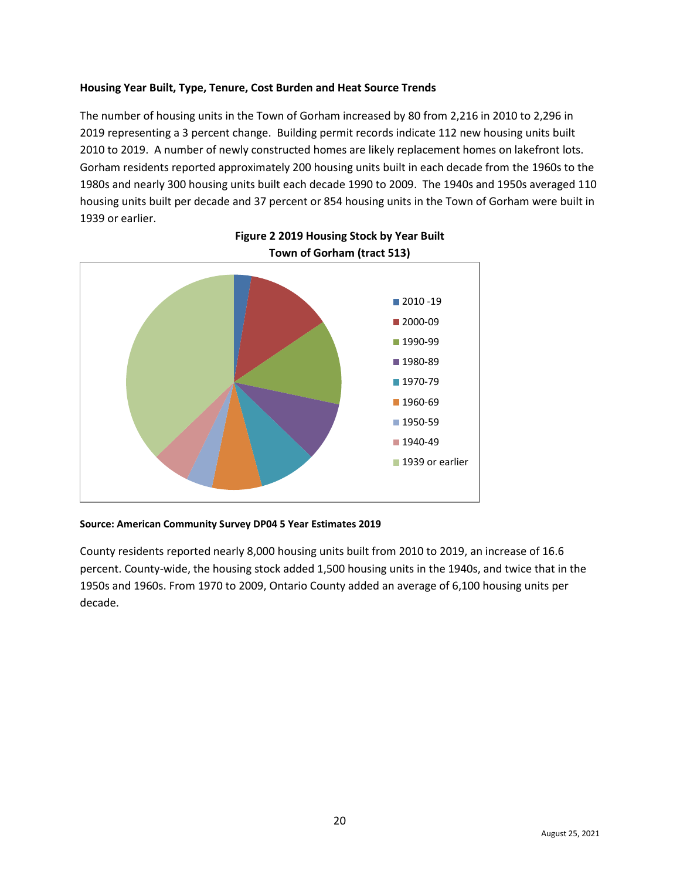**Housing Year Built, Type, Tenure, Cost Burden and Heat Source Trends**

The number of housing units in the Town of Gorham increased by 80 from 2,216 in 2010 to 2,296 in 2019 representing a 3 percent change. Building permit records indicate 112 new housing units built 2010 to 2019. A number of newly constructed homes are likely replacement homes on lakefront lots. Gorham residents reported approximately 200 housing units built in each decade from the 1960s to the 1980s and nearly 300 housing units built each decade 1990 to 2009. The 1940s and 1950s averaged 110 housing units built per decade and 37 percent or 854 housing units in the Town of Gorham were built in 1939 or earlier.

**Figure 2 2019 Housing Stock by Year Built**
**Town of Gorham (tract 513)**

**Source: American Community Survey DP04 5 Year Estimates 2019**

County residents reported nearly 8,000 housing units built from 2010 to 2019, an increase of 16.6 percent. County-wide, the housing stock added 1,500 housing units in the 1940s, and twice that in the 1950s and 1960s. From 1970 to 2009, Ontario County added an average of 6,100 housing units per decade.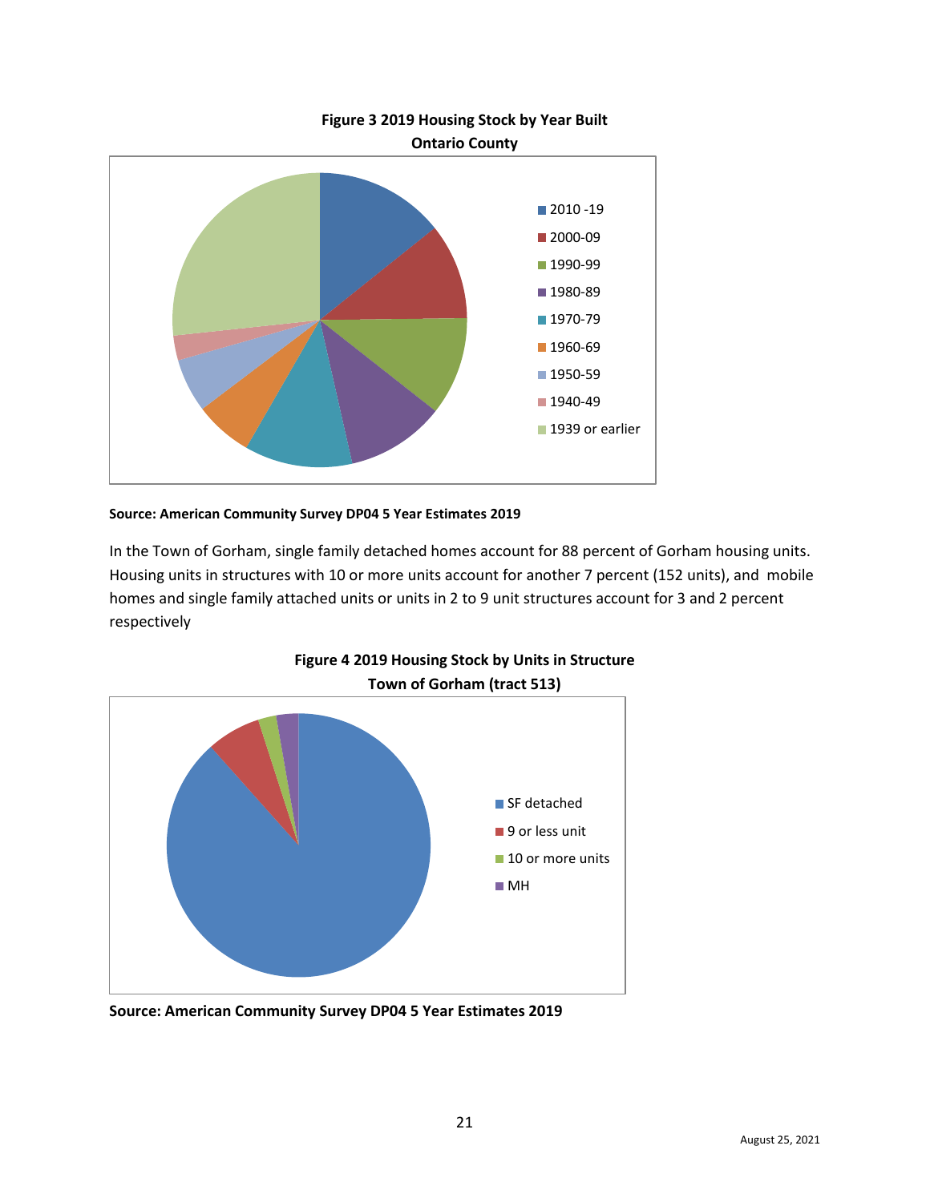**Figure 3 2019 Housing Stock by Year Built**
**Ontario County**

- 2010 -19
- 2000-09
- 1990-99
- 1980-89
- 1970-79
- 1960-69
- 1950-59
- 1940-49
- 1939 or earlier

**Source: American Community Survey DP04 5 Year Estimates 2019**

In the Town of Gorham, single family detached homes account for 88 percent of Gorham housing units. Housing units in structures with 10 or more units account for another 7 percent (152 units), and mobile homes and single family attached units or units in 2 to 9 unit structures account for 3 and 2 percent respectively

**Figure 4 2019 Housing Stock by Units in Structure**
**Town of Gorham (tract 513)**

- SF detached
- 9 or less unit
- 10 or more units
- MH

**Source: American Community Survey DP04 5 Year Estimates 2019**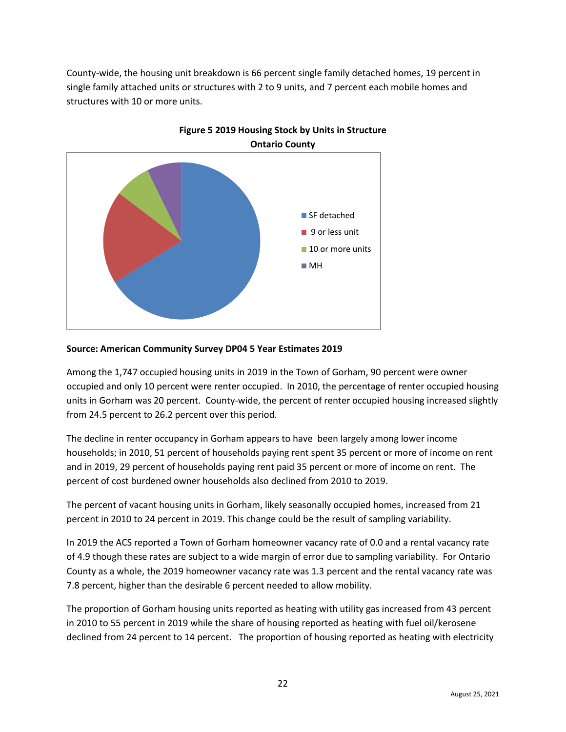County-wide, the housing unit breakdown is 66 percent single family detached homes, 19 percent in single family attached units or structures with 2 to 9 units, and 7 percent each mobile homes and structures with 10 or more units.

**Figure 5 2019 Housing Stock by Units in Structure**
**Ontario County**

- SF detached
- 9 or less unit
- 10 or more units
- MH

**Source: American Community Survey DP04 5 Year Estimates 2019**

Among the 1,747 occupied housing units in 2019 in the Town of Gorham, 90 percent were owner occupied and only 10 percent were renter occupied. In 2010, the percentage of renter occupied housing units in Gorham was 20 percent. County-wide, the percent of renter occupied housing increased slightly from 24.5 percent to 26.2 percent over this period.

The decline in renter occupancy in Gorham appears to have been largely among lower income households; in 2010, 51 percent of households paying rent spent 35 percent or more of income on rent and in 2019, 29 percent of households paying rent paid 35 percent or more of income on rent. The percent of cost burdened owner households also declined from 2010 to 2019.

The percent of vacant housing units in Gorham, likely seasonally occupied homes, increased from 21 percent in 2010 to 24 percent in 2019. This change could be the result of sampling variability.

In 2019 the ACS reported a Town of Gorham homeowner vacancy rate of 0.0 and a rental vacancy rate of 4.9 though these rates are subject to a wide margin of error due to sampling variability. For Ontario County as a whole, the 2019 homeowner vacancy rate was 1.3 percent and the rental vacancy rate was 7.8 percent, higher than the desirable 6 percent needed to allow mobility.

The proportion of Gorham housing units reported as heating with utility gas increased from 43 percent in 2010 to 55 percent in 2019 while the share of housing reported as heating with fuel oil/kerosene declined from 24 percent to 14 percent. The proportion of housing reported as heating with electricity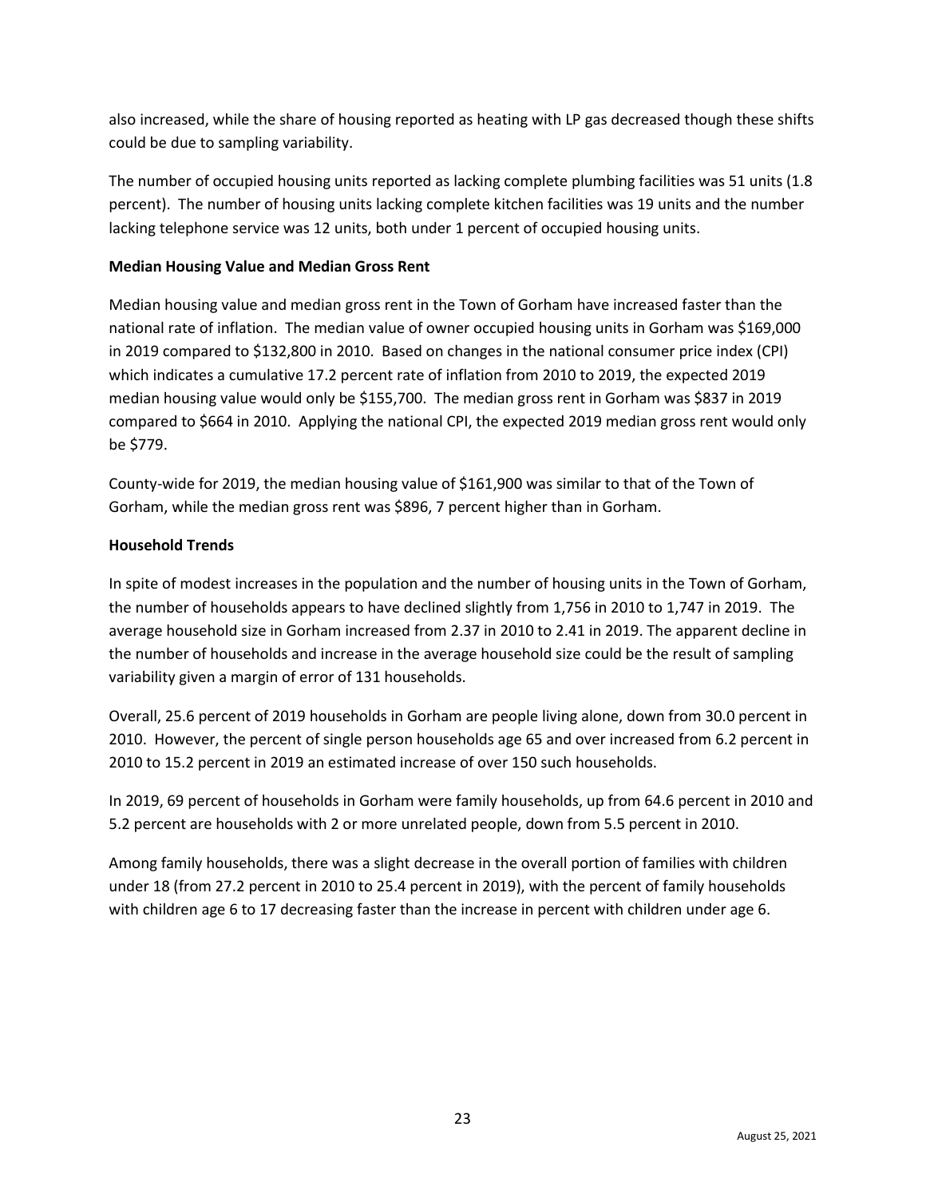also increased, while the share of housing reported as heating with LP gas decreased though these shifts could be due to sampling variability.

The number of occupied housing units reported as lacking complete plumbing facilities was 51 units (1.8 percent). The number of housing units lacking complete kitchen facilities was 19 units and the number lacking telephone service was 12 units, both under 1 percent of occupied housing units.

**Median Housing Value and Median Gross Rent**

Median housing value and median gross rent in the Town of Gorham have increased faster than the national rate of inflation. The median value of owner occupied housing units in Gorham was $169,000 in 2019 compared to $132,800 in 2010. Based on changes in the national consumer price index (CPI) which indicates a cumulative 17.2 percent rate of inflation from 2010 to 2019, the expected 2019 median housing value would only be $155,700. The median gross rent in Gorham was $837 in 2019 compared to $664 in 2010. Applying the national CPI, the expected 2019 median gross rent would only be $779.

County-wide for 2019, the median housing value of $161,900 was similar to that of the Town of Gorham, while the median gross rent was $896, 7 percent higher than in Gorham.

**Household Trends**

In spite of modest increases in the population and the number of housing units in the Town of Gorham, the number of households appears to have declined slightly from 1,756 in 2010 to 1,747 in 2019. The average household size in Gorham increased from 2.37 in 2010 to 2.41 in 2019. The apparent decline in the number of households and increase in the average household size could be the result of sampling variability given a margin of error of 131 households.

Overall, 25.6 percent of 2019 households in Gorham are people living alone, down from 30.0 percent in 2010. However, the percent of single person households age 65 and over increased from 6.2 percent in 2010 to 15.2 percent in 2019 an estimated increase of over 150 such households.

In 2019, 69 percent of households in Gorham were family households, up from 64.6 percent in 2010 and 5.2 percent are households with 2 or more unrelated people, down from 5.5 percent in 2010.

Among family households, there was a slight decrease in the overall portion of families with children under 18 (from 27.2 percent in 2010 to 25.4 percent in 2019), with the percent of family households with children age 6 to 17 decreasing faster than the increase in percent with children under age 6.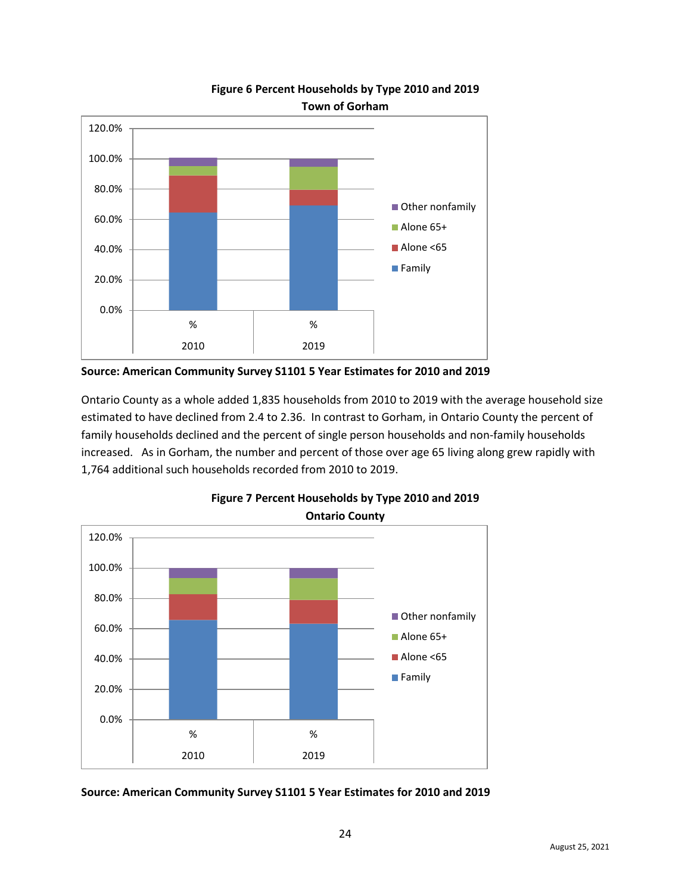**Figure 6 Percent Households by Type 2010 and 2019**
**Town of Gorham**

**Source: American Community Survey S1101 5 Year Estimates for 2010 and 2019**

Ontario County as a whole added 1,835 households from 2010 to 2019 with the average household size estimated to have declined from 2.4 to 2.36. In contrast to Gorham, in Ontario County the percent of family households declined and the percent of single person households and non-family households increased. As in Gorham, the number and percent of those over age 65 living along grew rapidly with 1,764 additional such households recorded from 2010 to 2019.

**Figure 7 Percent Households by Type 2010 and 2019**
**Ontario County**

**Source: American Community Survey S1101 5 Year Estimates for 2010 and 2019**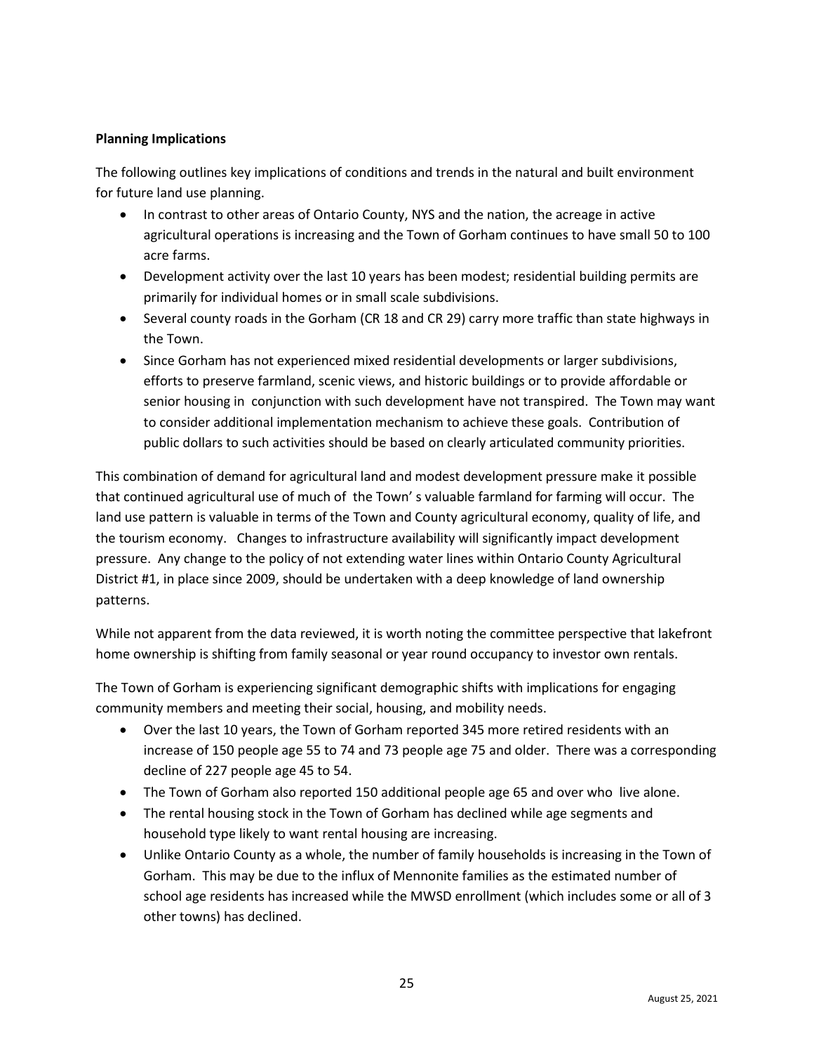**Planning Implications**

The following outlines key implications of conditions and trends in the natural and built environment for future land use planning.

- In contrast to other areas of Ontario County, NYS and the nation, the acreage in active agricultural operations is increasing and the Town of Gorham continues to have small 50 to 100 acre farms.
- Development activity over the last 10 years has been modest; residential building permits are primarily for individual homes or in small scale subdivisions.
- Several county roads in the Gorham (CR 18 and CR 29) carry more traffic than state highways in the Town.
- Since Gorham has not experienced mixed residential developments or larger subdivisions, efforts to preserve farmland, scenic views, and historic buildings or to provide affordable or senior housing in conjunction with such development have not transpired. The Town may want to consider additional implementation mechanism to achieve these goals. Contribution of public dollars to such activities should be based on clearly articulated community priorities.

This combination of demand for agricultural land and modest development pressure make it possible that continued agricultural use of much of the Town' s valuable farmland for farming will occur. The land use pattern is valuable in terms of the Town and County agricultural economy, quality of life, and the tourism economy. Changes to infrastructure availability will significantly impact development pressure. Any change to the policy of not extending water lines within Ontario County Agricultural District #1, in place since 2009, should be undertaken with a deep knowledge of land ownership patterns.

While not apparent from the data reviewed, it is worth noting the committee perspective that lakefront home ownership is shifting from family seasonal or year round occupancy to investor own rentals.

The Town of Gorham is experiencing significant demographic shifts with implications for engaging community members and meeting their social, housing, and mobility needs.

- Over the last 10 years, the Town of Gorham reported 345 more retired residents with an increase of 150 people age 55 to 74 and 73 people age 75 and older. There was a corresponding decline of 227 people age 45 to 54.
- The Town of Gorham also reported 150 additional people age 65 and over who live alone.
- The rental housing stock in the Town of Gorham has declined while age segments and household type likely to want rental housing are increasing.
- Unlike Ontario County as a whole, the number of family households is increasing in the Town of Gorham. This may be due to the influx of Mennonite families as the estimated number of school age residents has increased while the MWSD enrollment (which includes some or all of 3 other towns) has declined.

August 25, 2021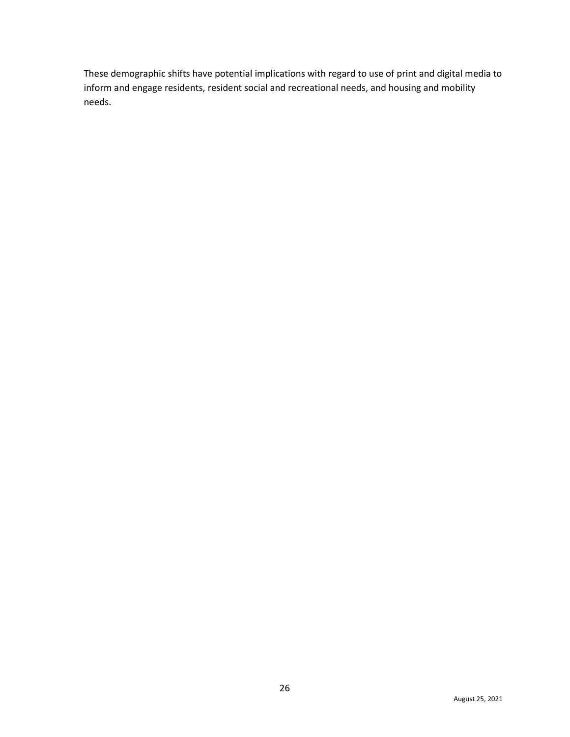These demographic shifts have potential implications with regard to use of print and digital media to inform and engage residents, resident social and recreational needs, and housing and mobility needs.